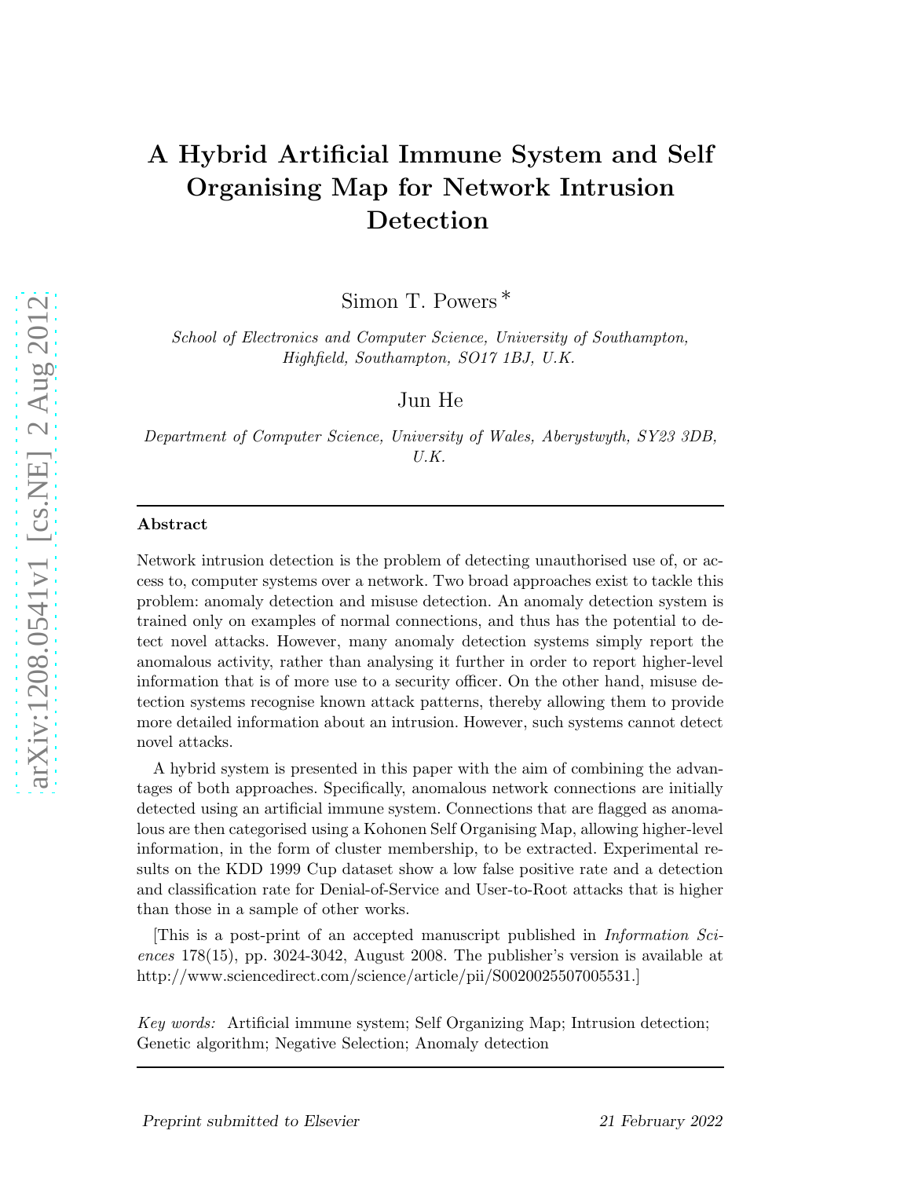# A Hybrid Artificial Immune System and Self Organising Map for Network Intrusion Detection

Simon T. Powers *

*School of Electronics and Computer Science, University of Southampton, Highfield, Southampton, SO17 1BJ, U.K.*

Jun He

*Department of Computer Science, University of Wales, Aberystwyth, SY23 3DB, U.K.*

---

**Abstract**

Network intrusion detection is the problem of detecting unauthorised use of, or access to, computer systems over a network. Two broad approaches exist to tackle this problem: anomaly detection and misuse detection. An anomaly detection system is trained only on examples of normal connections, and thus has the potential to detect novel attacks. However, many anomaly detection systems simply report the anomalous activity, rather than analysing it further in order to report higher-level information that is of more use to a security officer. On the other hand, misuse detection systems recognise known attack patterns, thereby allowing them to provide more detailed information about an intrusion. However, such systems cannot detect novel attacks.

A hybrid system is presented in this paper with the aim of combining the advantages of both approaches. Specifically, anomalous network connections are initially detected using an artificial immune system. Connections that are flagged as anomalous are then categorised using a Kohonen Self Organising Map, allowing higher-level information, in the form of cluster membership, to be extracted. Experimental results on the KDD 1999 Cup dataset show a low false positive rate and a detection and classification rate for Denial-of-Service and User-to-Root attacks that is higher than those in a sample of other works.

[This is a post-print of an accepted manuscript published in *Information Sciences* 178(15), pp. 3024-3042, August 2008. The publisher's version is available at http://www.sciencedirect.com/science/article/pii/S0020025507005531.]

*Key words:* Artificial immune system; Self Organizing Map; Intrusion detection; Genetic algorithm; Negative Selection; Anomaly detection

---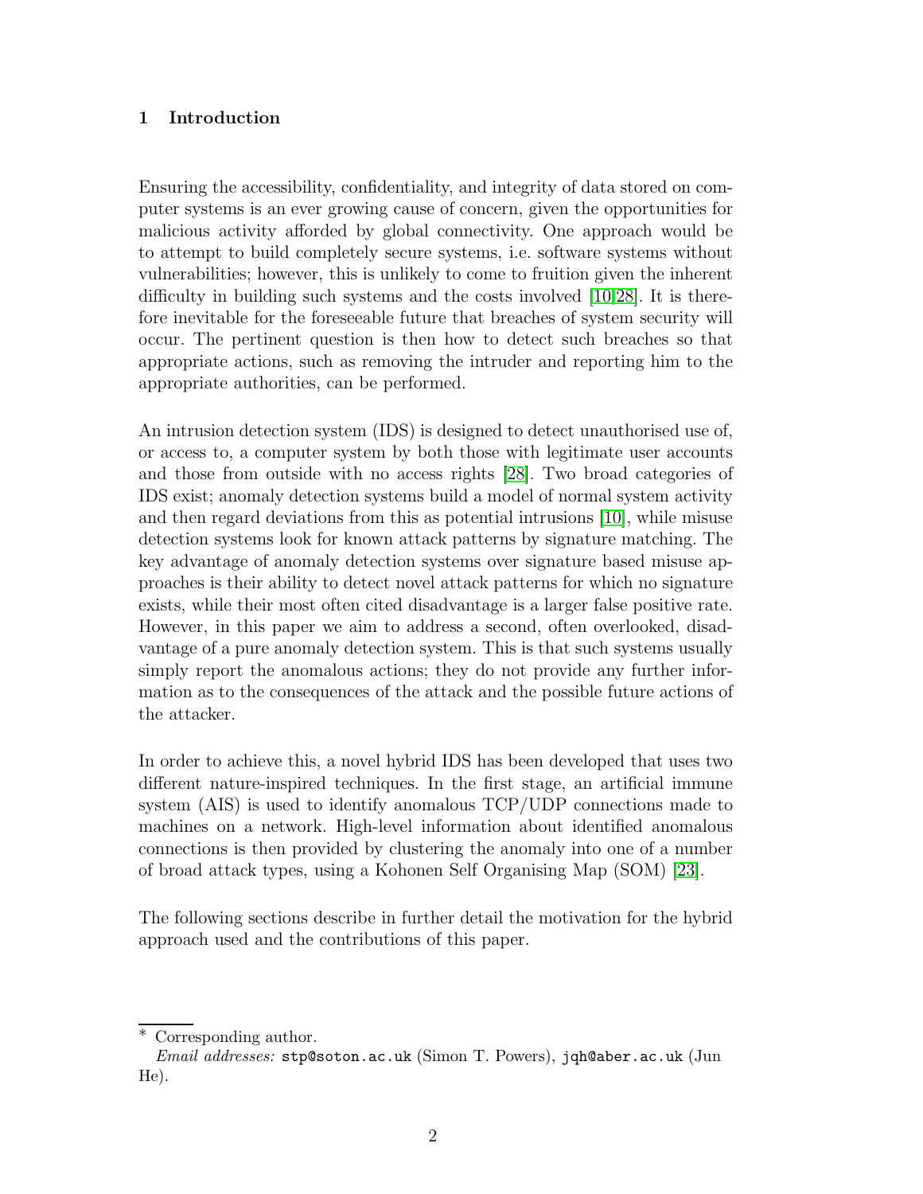## 1 Introduction

Ensuring the accessibility, confidentiality, and integrity of data stored on computer systems is an ever growing cause of concern, given the opportunities for malicious activity afforded by global connectivity. One approach would be to attempt to build completely secure systems, i.e. software systems without vulnerabilities; however, this is unlikely to come to fruition given the inherent difficulty in building such systems and the costs involved [10,28]. It is therefore inevitable for the foreseeable future that breaches of system security will occur. The pertinent question is then how to detect such breaches so that appropriate actions, such as removing the intruder and reporting him to the appropriate authorities, can be performed.

An intrusion detection system (IDS) is designed to detect unauthorised use of, or access to, a computer system by both those with legitimate user accounts and those from outside with no access rights [28]. Two broad categories of IDS exist; anomaly detection systems build a model of normal system activity and then regard deviations from this as potential intrusions [10], while misuse detection systems look for known attack patterns by signature matching. The key advantage of anomaly detection systems over signature based misuse approaches is their ability to detect novel attack patterns for which no signature exists, while their most often cited disadvantage is a larger false positive rate. However, in this paper we aim to address a second, often overlooked, disadvantage of a pure anomaly detection system. This is that such systems usually simply report the anomalous actions; they do not provide any further information as to the consequences of the attack and the possible future actions of the attacker.

In order to achieve this, a novel hybrid IDS has been developed that uses two different nature-inspired techniques. In the first stage, an artificial immune system (AIS) is used to identify anomalous TCP/UDP connections made to machines on a network. High-level information about identified anomalous connections is then provided by clustering the anomaly into one of a number of broad attack types, using a Kohonen Self Organising Map (SOM) [23].

The following sections describe in further detail the motivation for the hybrid approach used and the contributions of this paper.

---

\* Corresponding author.

*Email addresses:* stp@soton.ac.uk (Simon T. Powers), jqh@aber.ac.uk (Jun He).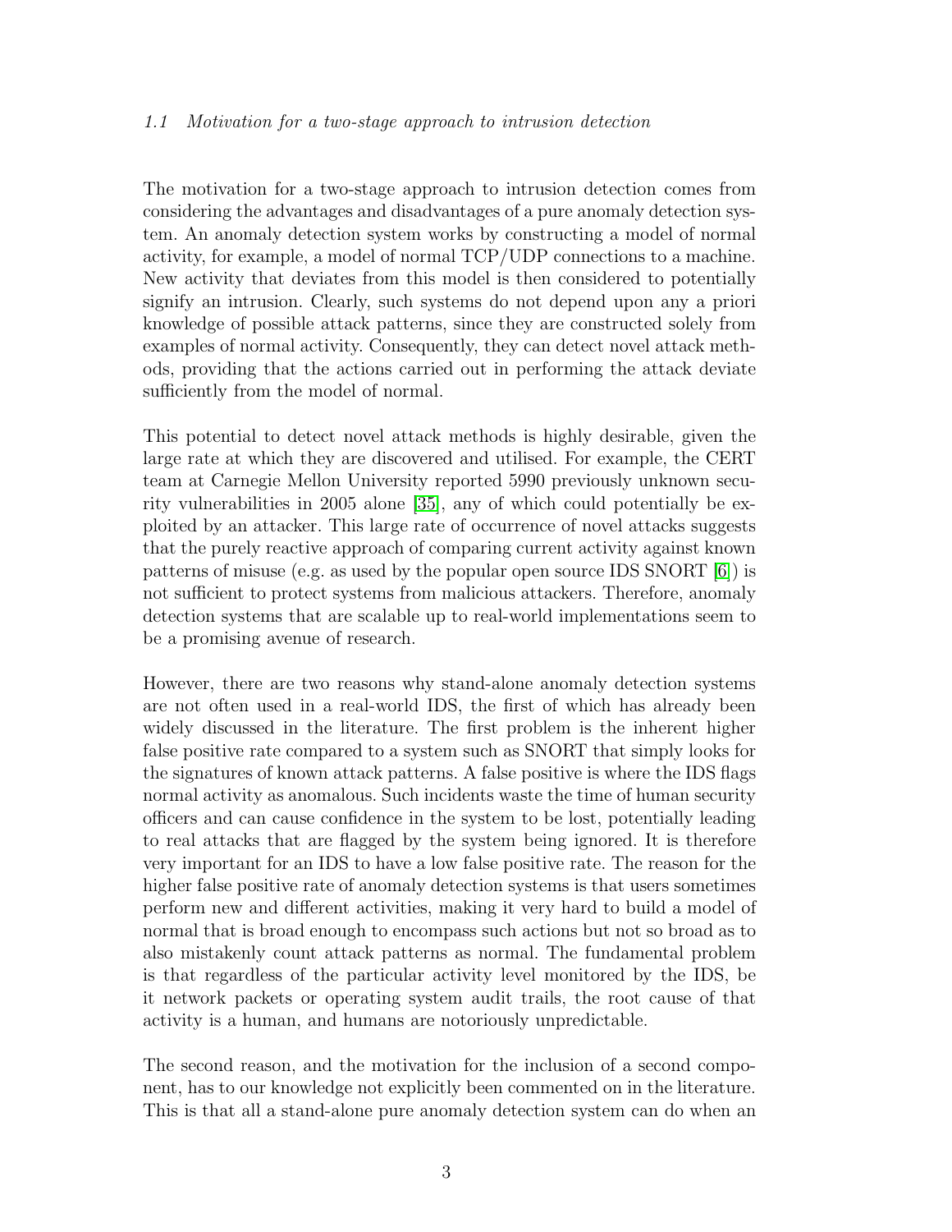### *1.1 Motivation for a two-stage approach to intrusion detection*

The motivation for a two-stage approach to intrusion detection comes from considering the advantages and disadvantages of a pure anomaly detection system. An anomaly detection system works by constructing a model of normal activity, for example, a model of normal TCP/UDP connections to a machine. New activity that deviates from this model is then considered to potentially signify an intrusion. Clearly, such systems do not depend upon any a priori knowledge of possible attack patterns, since they are constructed solely from examples of normal activity. Consequently, they can detect novel attack methods, providing that the actions carried out in performing the attack deviate sufficiently from the model of normal.

This potential to detect novel attack methods is highly desirable, given the large rate at which they are discovered and utilised. For example, the CERT team at Carnegie Mellon University reported 5990 previously unknown security vulnerabilities in 2005 alone [35], any of which could potentially be exploited by an attacker. This large rate of occurrence of novel attacks suggests that the purely reactive approach of comparing current activity against known patterns of misuse (e.g. as used by the popular open source IDS SNORT [6]) is not sufficient to protect systems from malicious attackers. Therefore, anomaly detection systems that are scalable up to real-world implementations seem to be a promising avenue of research.

However, there are two reasons why stand-alone anomaly detection systems are not often used in a real-world IDS, the first of which has already been widely discussed in the literature. The first problem is the inherent higher false positive rate compared to a system such as SNORT that simply looks for the signatures of known attack patterns. A false positive is where the IDS flags normal activity as anomalous. Such incidents waste the time of human security officers and can cause confidence in the system to be lost, potentially leading to real attacks that are flagged by the system being ignored. It is therefore very important for an IDS to have a low false positive rate. The reason for the higher false positive rate of anomaly detection systems is that users sometimes perform new and different activities, making it very hard to build a model of normal that is broad enough to encompass such actions but not so broad as to also mistakenly count attack patterns as normal. The fundamental problem is that regardless of the particular activity level monitored by the IDS, be it network packets or operating system audit trails, the root cause of that activity is a human, and humans are notoriously unpredictable.

The second reason, and the motivation for the inclusion of a second component, has to our knowledge not explicitly been commented on in the literature. This is that all a stand-alone pure anomaly detection system can do when an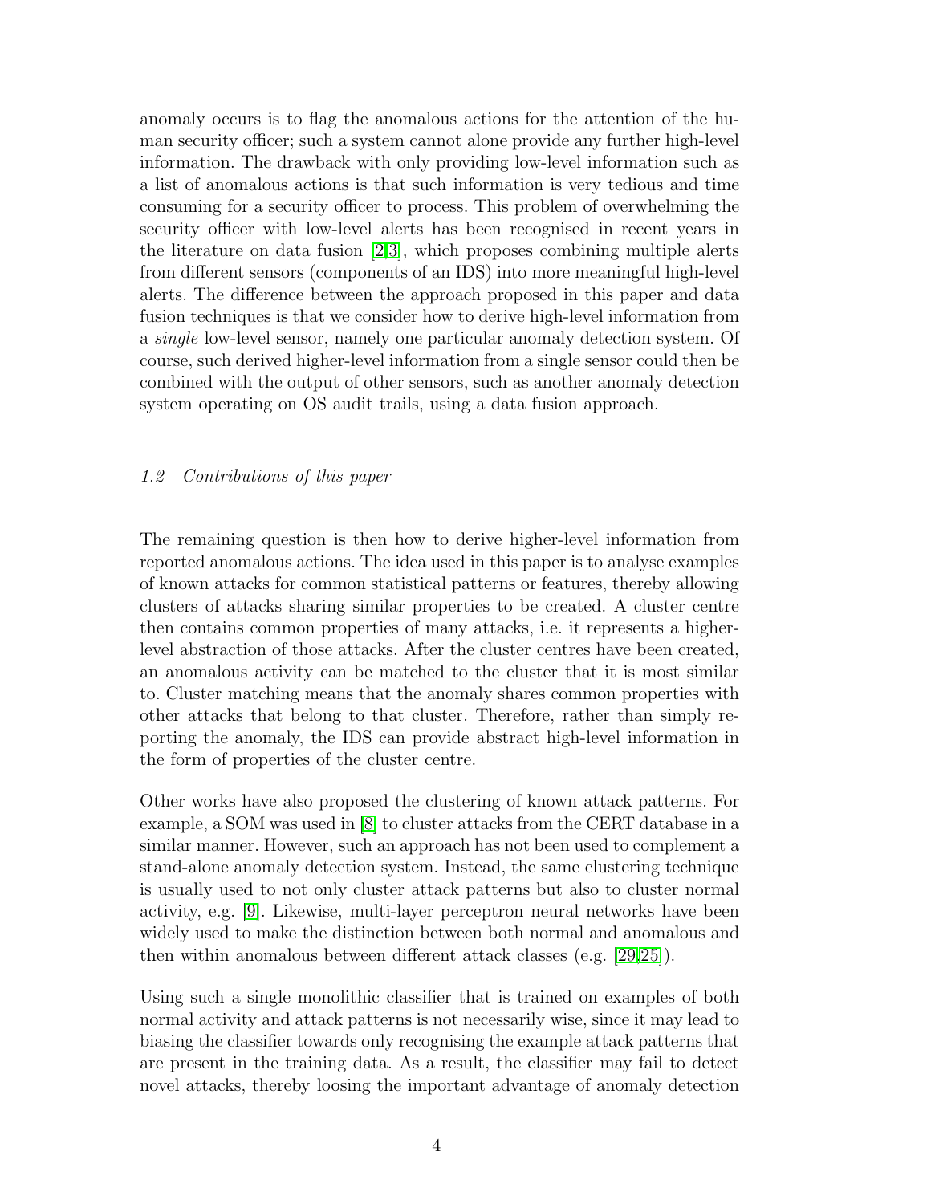anomaly occurs is to flag the anomalous actions for the attention of the human security officer; such a system cannot alone provide any further high-level information. The drawback with only providing low-level information such as a list of anomalous actions is that such information is very tedious and time consuming for a security officer to process. This problem of overwhelming the security officer with low-level alerts has been recognised in recent years in the literature on data fusion [2,3], which proposes combining multiple alerts from different sensors (components of an IDS) into more meaningful high-level alerts. The difference between the approach proposed in this paper and data fusion techniques is that we consider how to derive high-level information from a *single* low-level sensor, namely one particular anomaly detection system. Of course, such derived higher-level information from a single sensor could then be combined with the output of other sensors, such as another anomaly detection system operating on OS audit trails, using a data fusion approach.

### *1.2 Contributions of this paper*

The remaining question is then how to derive higher-level information from reported anomalous actions. The idea used in this paper is to analyse examples of known attacks for common statistical patterns or features, thereby allowing clusters of attacks sharing similar properties to be created. A cluster centre then contains common properties of many attacks, i.e. it represents a higher-level abstraction of those attacks. After the cluster centres have been created, an anomalous activity can be matched to the cluster that it is most similar to. Cluster matching means that the anomaly shares common properties with other attacks that belong to that cluster. Therefore, rather than simply reporting the anomaly, the IDS can provide abstract high-level information in the form of properties of the cluster centre.

Other works have also proposed the clustering of known attack patterns. For example, a SOM was used in [8] to cluster attacks from the CERT database in a similar manner. However, such an approach has not been used to complement a stand-alone anomaly detection system. Instead, the same clustering technique is usually used to not only cluster attack patterns but also to cluster normal activity, e.g. [9]. Likewise, multi-layer perceptron neural networks have been widely used to make the distinction between both normal and anomalous and then within anomalous between different attack classes (e.g. [29,25]).

Using such a single monolithic classifier that is trained on examples of both normal activity and attack patterns is not necessarily wise, since it may lead to biasing the classifier towards only recognising the example attack patterns that are present in the training data. As a result, the classifier may fail to detect novel attacks, thereby loosing the important advantage of anomaly detection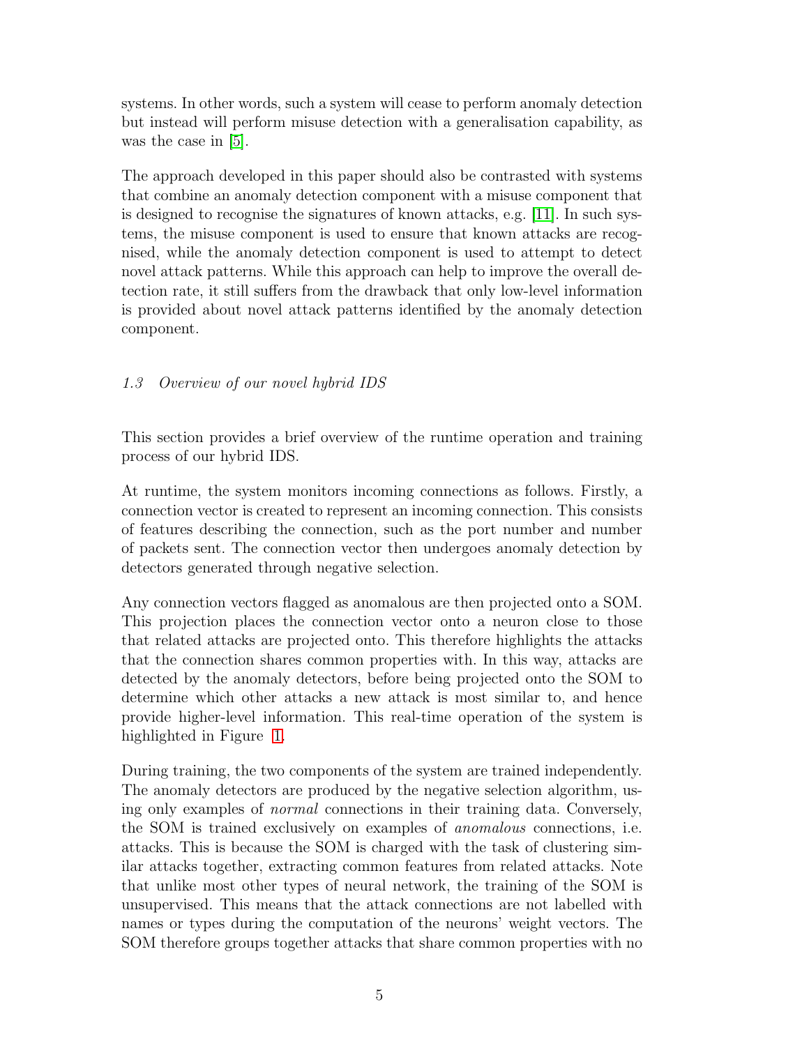systems. In other words, such a system will cease to perform anomaly detection but instead will perform misuse detection with a generalisation capability, as was the case in [5].

The approach developed in this paper should also be contrasted with systems that combine an anomaly detection component with a misuse component that is designed to recognise the signatures of known attacks, e.g. [11]. In such systems, the misuse component is used to ensure that known attacks are recognised, while the anomaly detection component is used to attempt to detect novel attack patterns. While this approach can help to improve the overall detection rate, it still suffers from the drawback that only low-level information is provided about novel attack patterns identified by the anomaly detection component.

### *1.3 Overview of our novel hybrid IDS*

This section provides a brief overview of the runtime operation and training process of our hybrid IDS.

At runtime, the system monitors incoming connections as follows. Firstly, a connection vector is created to represent an incoming connection. This consists of features describing the connection, such as the port number and number of packets sent. The connection vector then undergoes anomaly detection by detectors generated through negative selection.

Any connection vectors flagged as anomalous are then projected onto a SOM. This projection places the connection vector onto a neuron close to those that related attacks are projected onto. This therefore highlights the attacks that the connection shares common properties with. In this way, attacks are detected by the anomaly detectors, before being projected onto the SOM to determine which other attacks a new attack is most similar to, and hence provide higher-level information. This real-time operation of the system is highlighted in Figure 1.

During training, the two components of the system are trained independently. The anomaly detectors are produced by the negative selection algorithm, using only examples of *normal* connections in their training data. Conversely, the SOM is trained exclusively on examples of *anomalous* connections, i.e. attacks. This is because the SOM is charged with the task of clustering similar attacks together, extracting common features from related attacks. Note that unlike most other types of neural network, the training of the SOM is unsupervised. This means that the attack connections are not labelled with names or types during the computation of the neurons' weight vectors. The SOM therefore groups together attacks that share common properties with no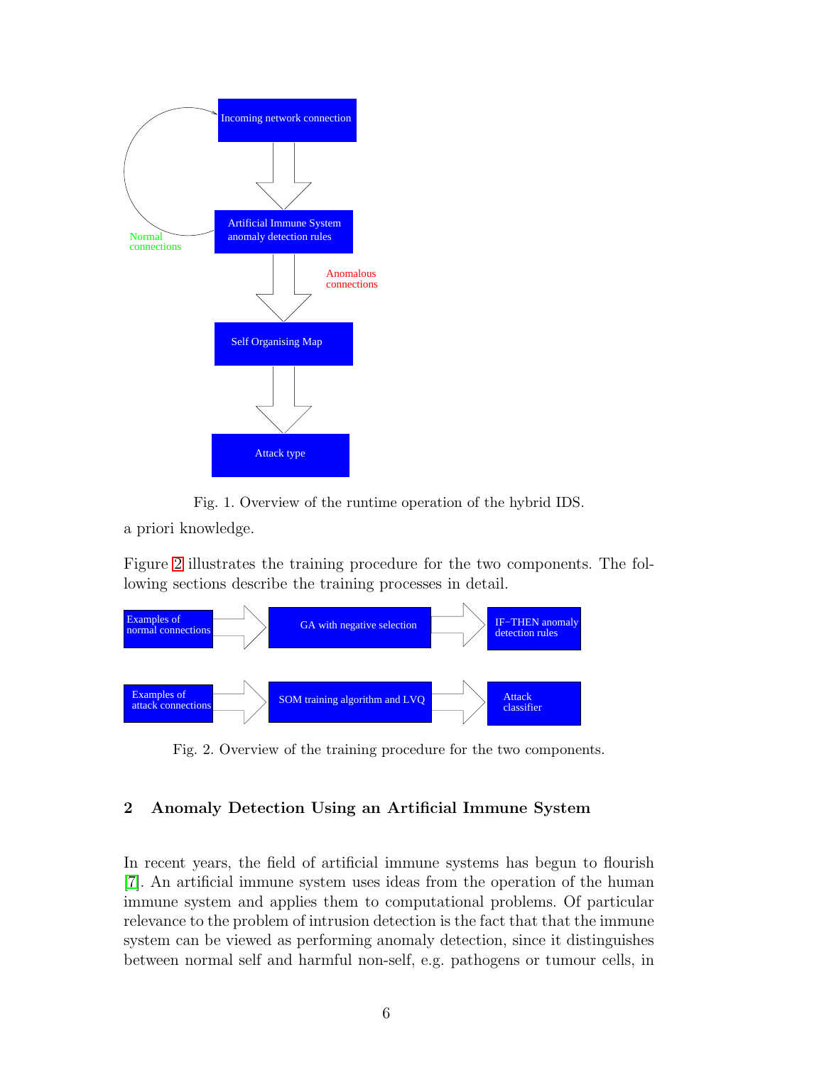Fig. 1. Overview of the runtime operation of the hybrid IDS.

a priori knowledge.

Figure 2 illustrates the training procedure for the two components. The following sections describe the training processes in detail.

Fig. 2. Overview of the training procedure for the two components.

## 2 Anomaly Detection Using an Artificial Immune System

In recent years, the field of artificial immune systems has begun to flourish [7]. An artificial immune system uses ideas from the operation of the human immune system and applies them to computational problems. Of particular relevance to the problem of intrusion detection is the fact that that the immune system can be viewed as performing anomaly detection, since it distinguishes between normal self and harmful non-self, e.g. pathogens or tumour cells, in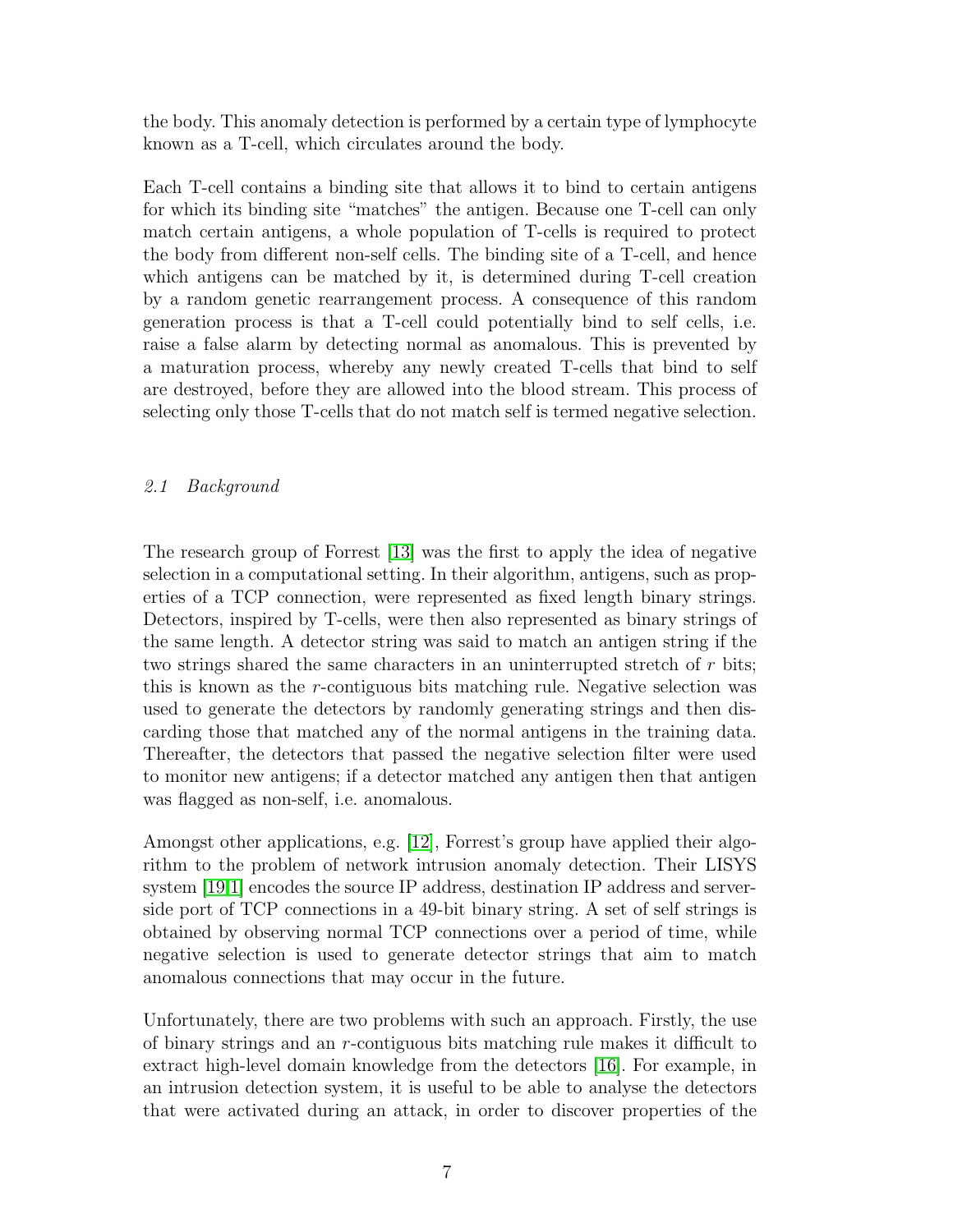the body. This anomaly detection is performed by a certain type of lymphocyte known as a T-cell, which circulates around the body.

Each T-cell contains a binding site that allows it to bind to certain antigens for which its binding site "matches" the antigen. Because one T-cell can only match certain antigens, a whole population of T-cells is required to protect the body from different non-self cells. The binding site of a T-cell, and hence which antigens can be matched by it, is determined during T-cell creation by a random genetic rearrangement process. A consequence of this random generation process is that a T-cell could potentially bind to self cells, i.e. raise a false alarm by detecting normal as anomalous. This is prevented by a maturation process, whereby any newly created T-cells that bind to self are destroyed, before they are allowed into the blood stream. This process of selecting only those T-cells that do not match self is termed negative selection.

### *2.1 Background*

The research group of Forrest [13] was the first to apply the idea of negative selection in a computational setting. In their algorithm, antigens, such as properties of a TCP connection, were represented as fixed length binary strings. Detectors, inspired by T-cells, were then also represented as binary strings of the same length. A detector string was said to match an antigen string if the two strings shared the same characters in an uninterrupted stretch of $r$ bits; this is known as the $r$-contiguous bits matching rule. Negative selection was used to generate the detectors by randomly generating strings and then discarding those that matched any of the normal antigens in the training data. Thereafter, the detectors that passed the negative selection filter were used to monitor new antigens; if a detector matched any antigen then that antigen was flagged as non-self, i.e. anomalous.

Amongst other applications, e.g. [12], Forrest's group have applied their algorithm to the problem of network intrusion anomaly detection. Their LISYS system [19,1] encodes the source IP address, destination IP address and server-side port of TCP connections in a 49-bit binary string. A set of self strings is obtained by observing normal TCP connections over a period of time, while negative selection is used to generate detector strings that aim to match anomalous connections that may occur in the future.

Unfortunately, there are two problems with such an approach. Firstly, the use of binary strings and an $r$-contiguous bits matching rule makes it difficult to extract high-level domain knowledge from the detectors [16]. For example, in an intrusion detection system, it is useful to be able to analyse the detectors that were activated during an attack, in order to discover properties of the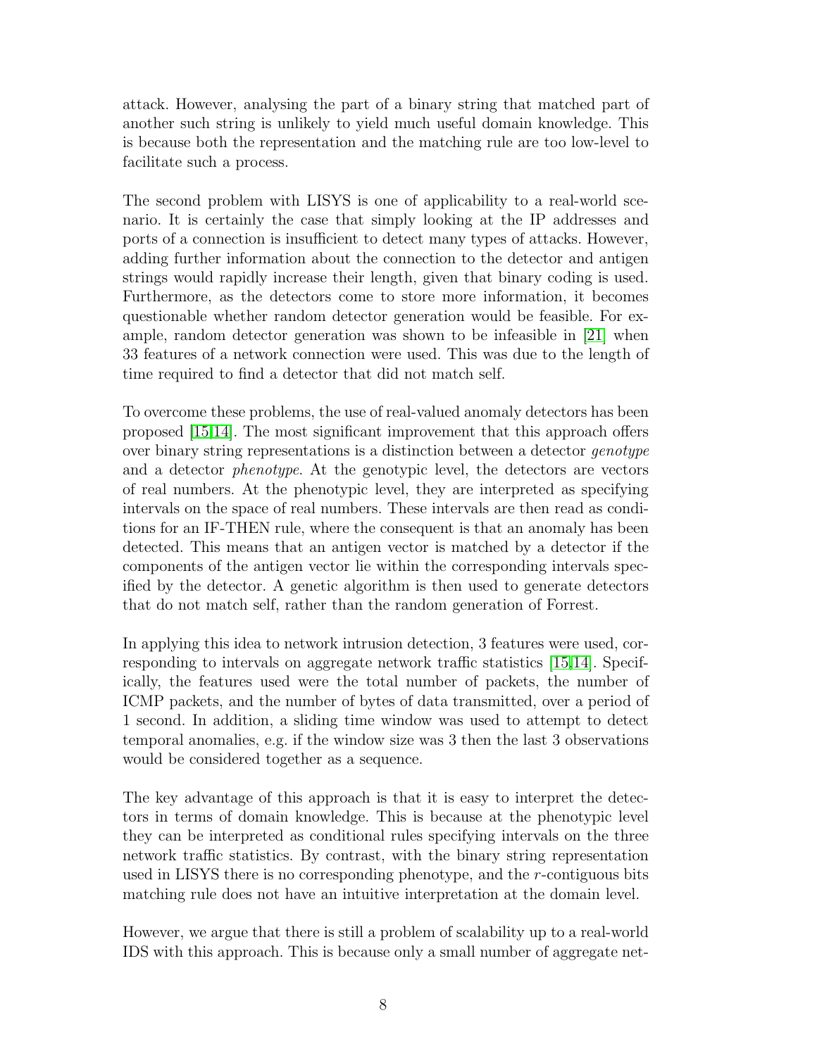attack. However, analysing the part of a binary string that matched part of another such string is unlikely to yield much useful domain knowledge. This is because both the representation and the matching rule are too low-level to facilitate such a process.

The second problem with LISYS is one of applicability to a real-world scenario. It is certainly the case that simply looking at the IP addresses and ports of a connection is insufficient to detect many types of attacks. However, adding further information about the connection to the detector and antigen strings would rapidly increase their length, given that binary coding is used. Furthermore, as the detectors come to store more information, it becomes questionable whether random detector generation would be feasible. For example, random detector generation was shown to be infeasible in [21] when 33 features of a network connection were used. This was due to the length of time required to find a detector that did not match self.

To overcome these problems, the use of real-valued anomaly detectors has been proposed [15,14]. The most significant improvement that this approach offers over binary string representations is a distinction between a detector *genotype* and a detector *phenotype*. At the genotypic level, the detectors are vectors of real numbers. At the phenotypic level, they are interpreted as specifying intervals on the space of real numbers. These intervals are then read as conditions for an IF-THEN rule, where the consequent is that an anomaly has been detected. This means that an antigen vector is matched by a detector if the components of the antigen vector lie within the corresponding intervals specified by the detector. A genetic algorithm is then used to generate detectors that do not match self, rather than the random generation of Forrest.

In applying this idea to network intrusion detection, 3 features were used, corresponding to intervals on aggregate network traffic statistics [15,14]. Specifically, the features used were the total number of packets, the number of ICMP packets, and the number of bytes of data transmitted, over a period of 1 second. In addition, a sliding time window was used to attempt to detect temporal anomalies, e.g. if the window size was 3 then the last 3 observations would be considered together as a sequence.

The key advantage of this approach is that it is easy to interpret the detectors in terms of domain knowledge. This is because at the phenotypic level they can be interpreted as conditional rules specifying intervals on the three network traffic statistics. By contrast, with the binary string representation used in LISYS there is no corresponding phenotype, and the $r$-contiguous bits matching rule does not have an intuitive interpretation at the domain level.

However, we argue that there is still a problem of scalability up to a real-world IDS with this approach. This is because only a small number of aggregate net-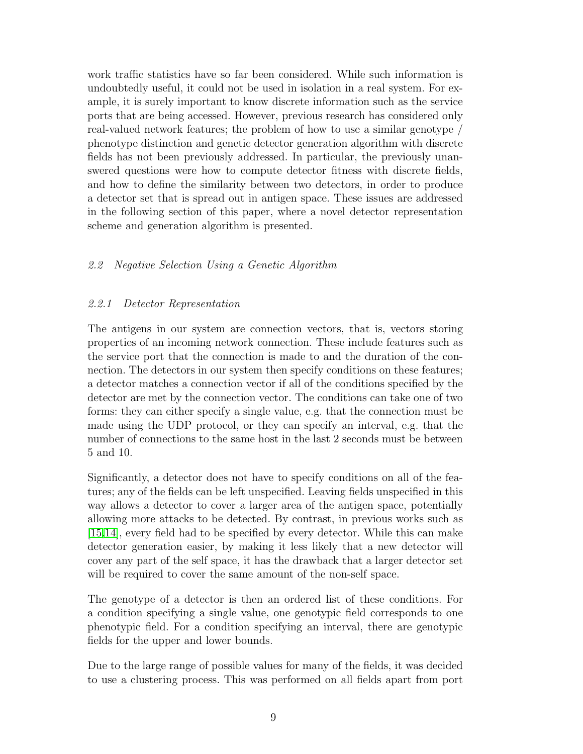work traffic statistics have so far been considered. While such information is undoubtedly useful, it could not be used in isolation in a real system. For example, it is surely important to know discrete information such as the service ports that are being accessed. However, previous research has considered only real-valued network features; the problem of how to use a similar genotype / phenotype distinction and genetic detector generation algorithm with discrete fields has not been previously addressed. In particular, the previously unanswered questions were how to compute detector fitness with discrete fields, and how to define the similarity between two detectors, in order to produce a detector set that is spread out in antigen space. These issues are addressed in the following section of this paper, where a novel detector representation scheme and generation algorithm is presented.

### *2.2 Negative Selection Using a Genetic Algorithm*

#### *2.2.1 Detector Representation*

The antigens in our system are connection vectors, that is, vectors storing properties of an incoming network connection. These include features such as the service port that the connection is made to and the duration of the connection. The detectors in our system then specify conditions on these features; a detector matches a connection vector if all of the conditions specified by the detector are met by the connection vector. The conditions can take one of two forms: they can either specify a single value, e.g. that the connection must be made using the UDP protocol, or they can specify an interval, e.g. that the number of connections to the same host in the last 2 seconds must be between 5 and 10.

Significantly, a detector does not have to specify conditions on all of the features; any of the fields can be left unspecified. Leaving fields unspecified in this way allows a detector to cover a larger area of the antigen space, potentially allowing more attacks to be detected. By contrast, in previous works such as [15,14], every field had to be specified by every detector. While this can make detector generation easier, by making it less likely that a new detector will cover any part of the self space, it has the drawback that a larger detector set will be required to cover the same amount of the non-self space.

The genotype of a detector is then an ordered list of these conditions. For a condition specifying a single value, one genotypic field corresponds to one phenotypic field. For a condition specifying an interval, there are genotypic fields for the upper and lower bounds.

Due to the large range of possible values for many of the fields, it was decided to use a clustering process. This was performed on all fields apart from port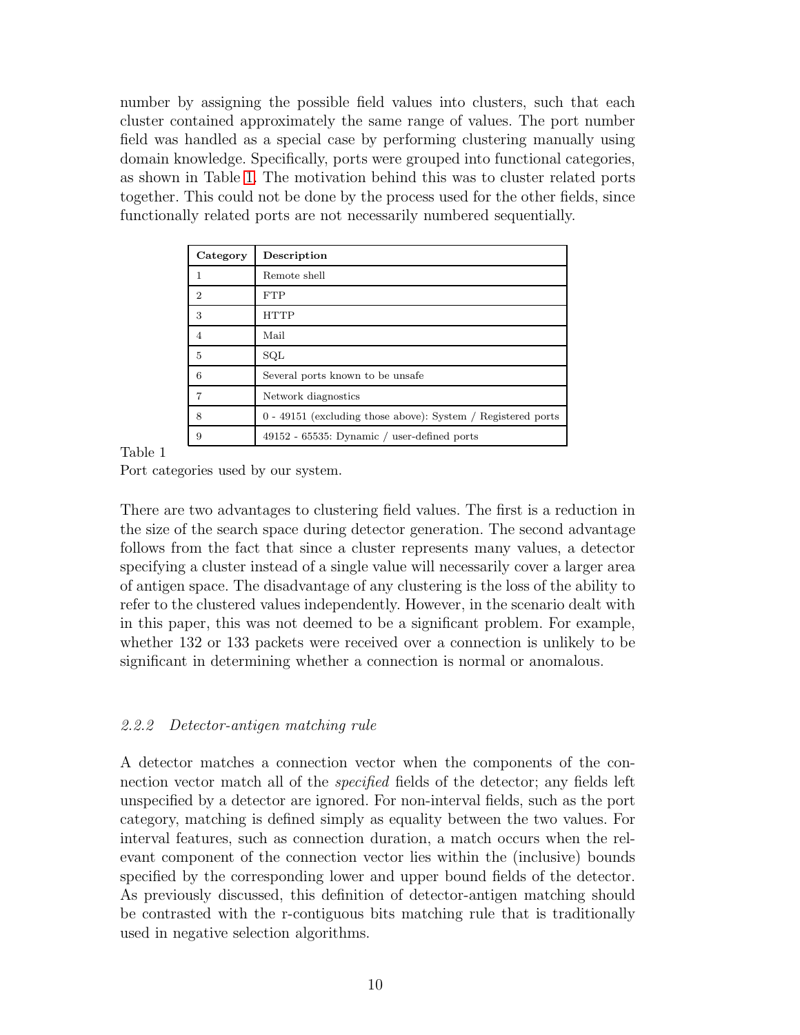number by assigning the possible field values into clusters, such that each cluster contained approximately the same range of values. The port number field was handled as a special case by performing clustering manually using domain knowledge. Specifically, ports were grouped into functional categories, as shown in Table 1. The motivation behind this was to cluster related ports together. This could not be done by the process used for the other fields, since functionally related ports are not necessarily numbered sequentially.

| Category | Description |
| --- | --- |
| 1 | Remote shell |
| 2 | FTP |
| 3 | HTTP |
| 4 | Mail |
| 5 | SQL |
| 6 | Several ports known to be unsafe |
| 7 | Network diagnostics |
| 8 | 0 - 49151 (excluding those above): System / Registered ports |
| 9 | 49152 - 65535: Dynamic / user-defined ports |

Table 1
Port categories used by our system.

There are two advantages to clustering field values. The first is a reduction in the size of the search space during detector generation. The second advantage follows from the fact that since a cluster represents many values, a detector specifying a cluster instead of a single value will necessarily cover a larger area of antigen space. The disadvantage of any clustering is the loss of the ability to refer to the clustered values independently. However, in the scenario dealt with in this paper, this was not deemed to be a significant problem. For example, whether 132 or 133 packets were received over a connection is unlikely to be significant in determining whether a connection is normal or anomalous.

### *2.2.2 Detector-antigen matching rule*

A detector matches a connection vector when the components of the connection vector match all of the *specified* fields of the detector; any fields left unspecified by a detector are ignored. For non-interval fields, such as the port category, matching is defined simply as equality between the two values. For interval features, such as connection duration, a match occurs when the relevant component of the connection vector lies within the (inclusive) bounds specified by the corresponding lower and upper bound fields of the detector. As previously discussed, this definition of detector-antigen matching should be contrasted with the r-contiguous bits matching rule that is traditionally used in negative selection algorithms.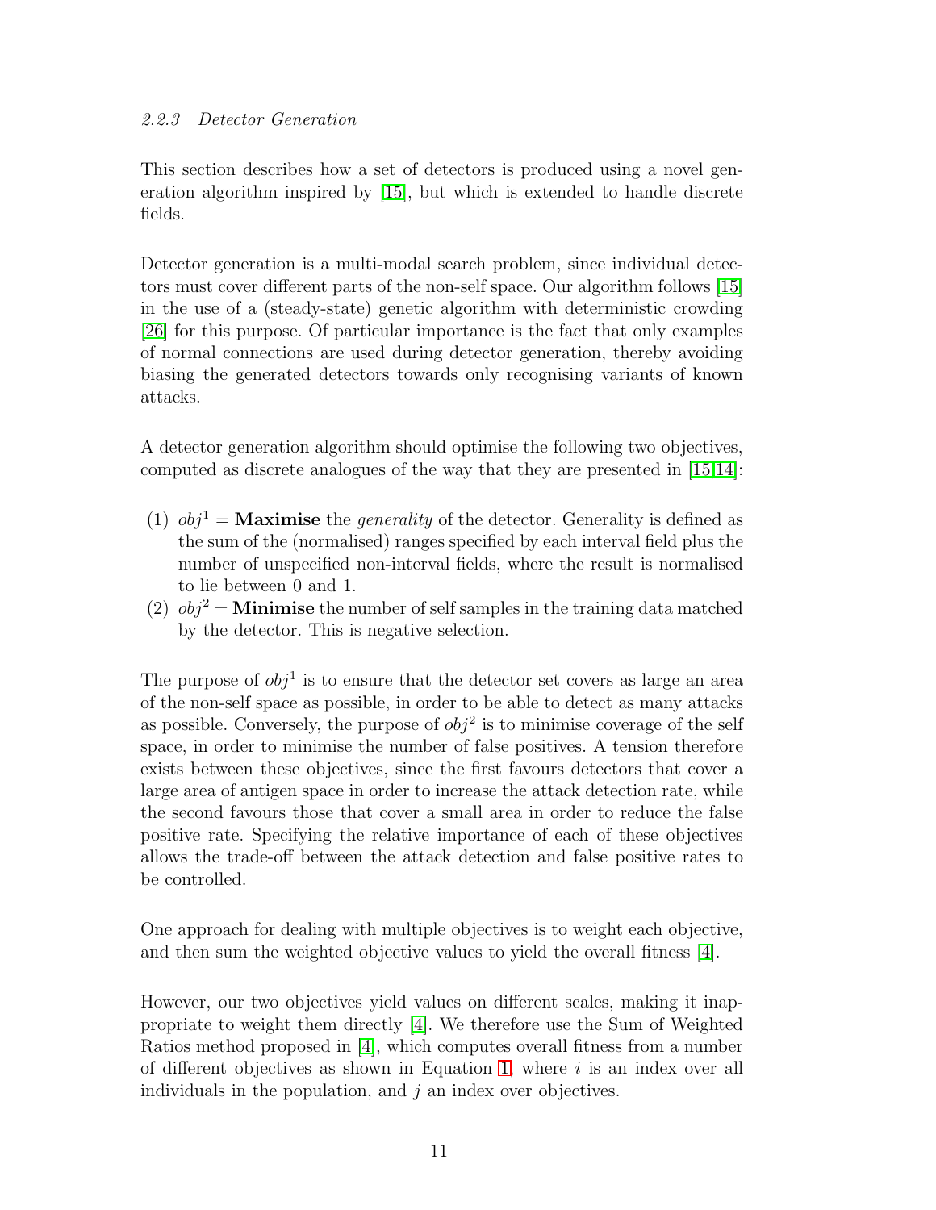#### 2.2.3 Detector Generation

This section describes how a set of detectors is produced using a novel generation algorithm inspired by [15], but which is extended to handle discrete fields.

Detector generation is a multi-modal search problem, since individual detectors must cover different parts of the non-self space. Our algorithm follows [15] in the use of a (steady-state) genetic algorithm with deterministic crowding [26] for this purpose. Of particular importance is the fact that only examples of normal connections are used during detector generation, thereby avoiding biasing the generated detectors towards only recognising variants of known attacks.

A detector generation algorithm should optimise the following two objectives, computed as discrete analogues of the way that they are presented in [15,14]:

(1) $obj^1$ = **Maximise** the *generality* of the detector. Generality is defined as the sum of the (normalised) ranges specified by each interval field plus the number of unspecified non-interval fields, where the result is normalised to lie between 0 and 1.
(2) $obj^2$ = **Minimise** the number of self samples in the training data matched by the detector. This is negative selection.

The purpose of $obj^1$ is to ensure that the detector set covers as large an area of the non-self space as possible, in order to be able to detect as many attacks as possible. Conversely, the purpose of $obj^2$ is to minimise coverage of the self space, in order to minimise the number of false positives. A tension therefore exists between these objectives, since the first favours detectors that cover a large area of antigen space in order to increase the attack detection rate, while the second favours those that cover a small area in order to reduce the false positive rate. Specifying the relative importance of each of these objectives allows the trade-off between the attack detection and false positive rates to be controlled.

One approach for dealing with multiple objectives is to weight each objective, and then sum the weighted objective values to yield the overall fitness [4].

However, our two objectives yield values on different scales, making it inappropriate to weight them directly [4]. We therefore use the Sum of Weighted Ratios method proposed in [4], which computes overall fitness from a number of different objectives as shown in Equation 1, where $i$ is an index over all individuals in the population, and $j$ an index over objectives.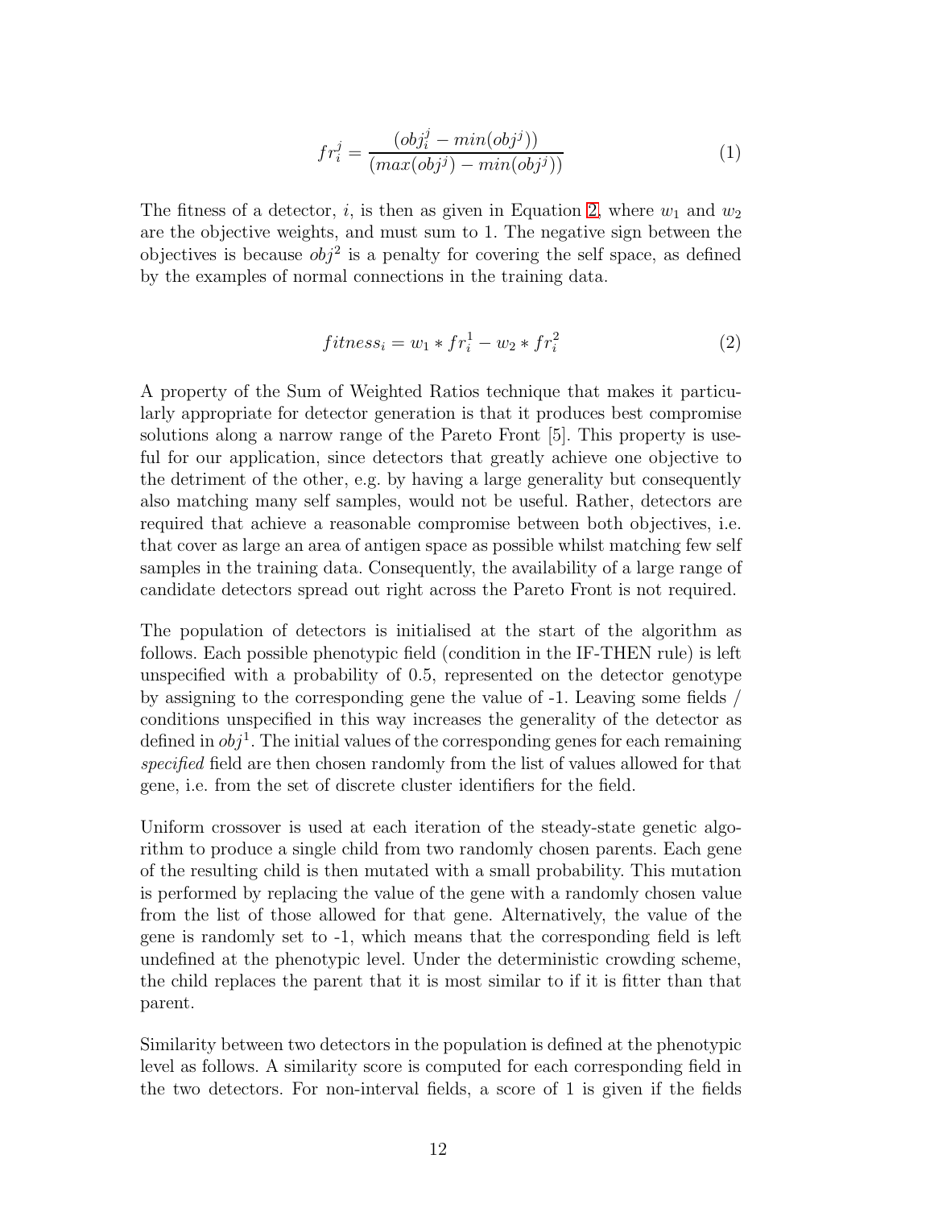$$fr_i^j = \frac{(obj_i^j - min(obj^j))}{(max(obj^j) - min(obj^j))} \tag{1}$$

The fitness of a detector, $i$, is then as given in Equation 2, where $w_1$ and $w_2$ are the objective weights, and must sum to 1. The negative sign between the objectives is because $obj^2$ is a penalty for covering the self space, as defined by the examples of normal connections in the training data.

$$fitness_i = w_1 * fr_i^1 - w_2 * fr_i^2 \tag{2}$$

A property of the Sum of Weighted Ratios technique that makes it particularly appropriate for detector generation is that it produces best compromise solutions along a narrow range of the Pareto Front [5]. This property is useful for our application, since detectors that greatly achieve one objective to the detriment of the other, e.g. by having a large generality but consequently also matching many self samples, would not be useful. Rather, detectors are required that achieve a reasonable compromise between both objectives, i.e. that cover as large an area of antigen space as possible whilst matching few self samples in the training data. Consequently, the availability of a large range of candidate detectors spread out right across the Pareto Front is not required.

The population of detectors is initialised at the start of the algorithm as follows. Each possible phenotypic field (condition in the IF-THEN rule) is left unspecified with a probability of 0.5, represented on the detector genotype by assigning to the corresponding gene the value of -1. Leaving some fields / conditions unspecified in this way increases the generality of the detector as defined in $obj^1$. The initial values of the corresponding genes for each remaining *specified* field are then chosen randomly from the list of values allowed for that gene, i.e. from the set of discrete cluster identifiers for the field.

Uniform crossover is used at each iteration of the steady-state genetic algorithm to produce a single child from two randomly chosen parents. Each gene of the resulting child is then mutated with a small probability. This mutation is performed by replacing the value of the gene with a randomly chosen value from the list of those allowed for that gene. Alternatively, the value of the gene is randomly set to -1, which means that the corresponding field is left undefined at the phenotypic level. Under the deterministic crowding scheme, the child replaces the parent that it is most similar to if it is fitter than that parent.

Similarity between two detectors in the population is defined at the phenotypic level as follows. A similarity score is computed for each corresponding field in the two detectors. For non-interval fields, a score of 1 is given if the fields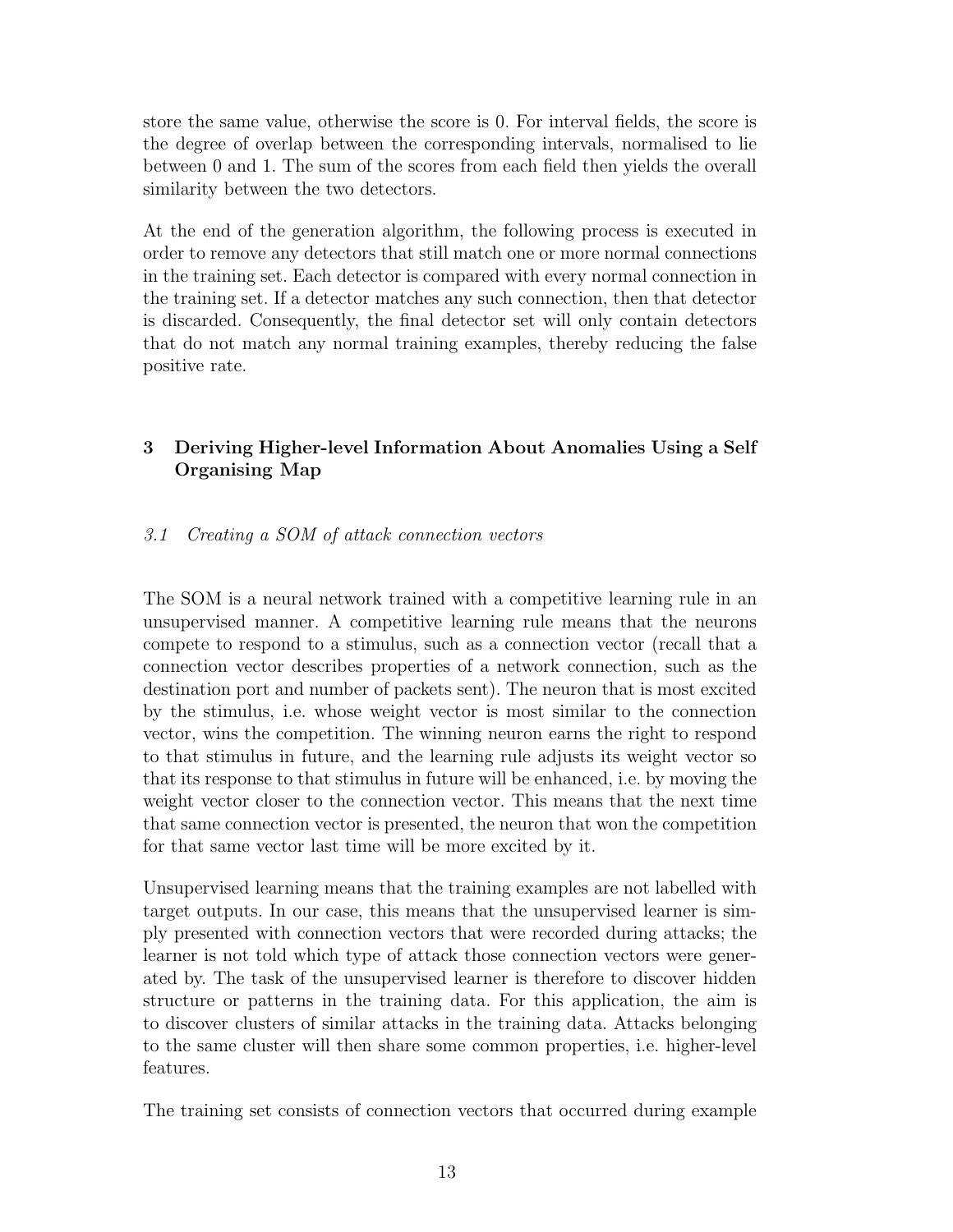store the same value, otherwise the score is 0. For interval fields, the score is the degree of overlap between the corresponding intervals, normalised to lie between 0 and 1. The sum of the scores from each field then yields the overall similarity between the two detectors.

At the end of the generation algorithm, the following process is executed in order to remove any detectors that still match one or more normal connections in the training set. Each detector is compared with every normal connection in the training set. If a detector matches any such connection, then that detector is discarded. Consequently, the final detector set will only contain detectors that do not match any normal training examples, thereby reducing the false positive rate.

## 3 Deriving Higher-level Information About Anomalies Using a Self Organising Map

### *3.1 Creating a SOM of attack connection vectors*

The SOM is a neural network trained with a competitive learning rule in an unsupervised manner. A competitive learning rule means that the neurons compete to respond to a stimulus, such as a connection vector (recall that a connection vector describes properties of a network connection, such as the destination port and number of packets sent). The neuron that is most excited by the stimulus, i.e. whose weight vector is most similar to the connection vector, wins the competition. The winning neuron earns the right to respond to that stimulus in future, and the learning rule adjusts its weight vector so that its response to that stimulus in future will be enhanced, i.e. by moving the weight vector closer to the connection vector. This means that the next time that same connection vector is presented, the neuron that won the competition for that same vector last time will be more excited by it.

Unsupervised learning means that the training examples are not labelled with target outputs. In our case, this means that the unsupervised learner is simply presented with connection vectors that were recorded during attacks; the learner is not told which type of attack those connection vectors were generated by. The task of the unsupervised learner is therefore to discover hidden structure or patterns in the training data. For this application, the aim is to discover clusters of similar attacks in the training data. Attacks belonging to the same cluster will then share some common properties, i.e. higher-level features.

The training set consists of connection vectors that occurred during example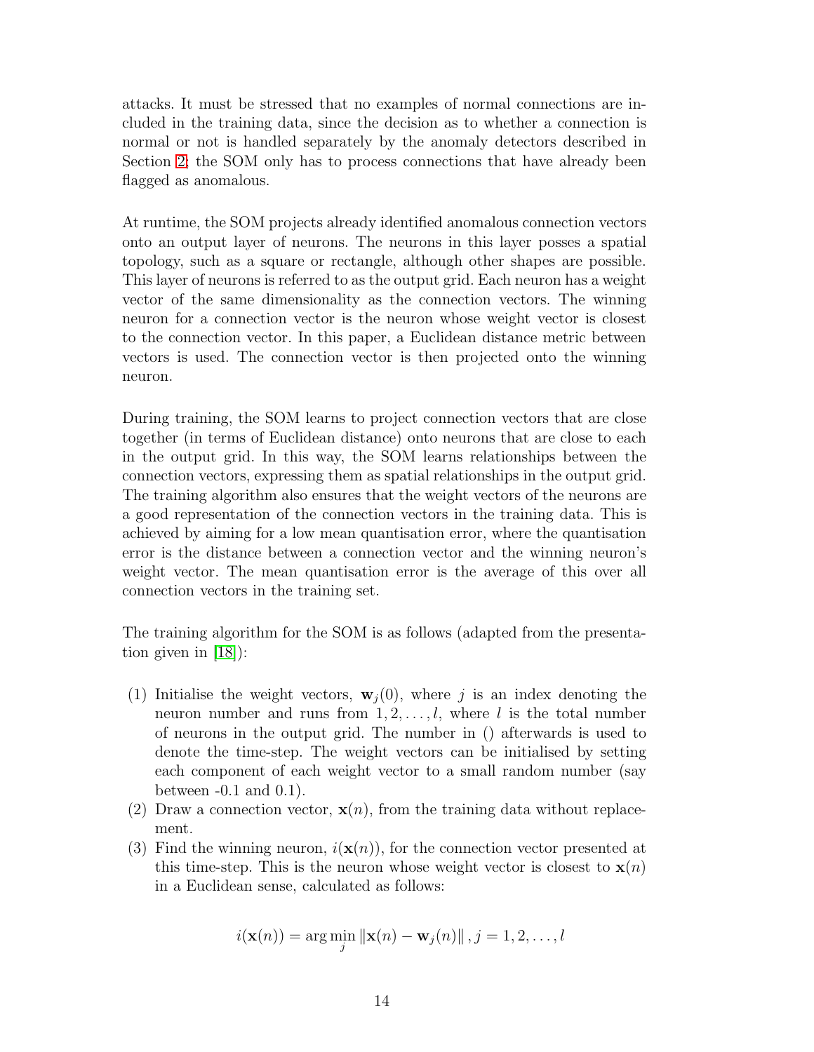attacks. It must be stressed that no examples of normal connections are included in the training data, since the decision as to whether a connection is normal or not is handled separately by the anomaly detectors described in Section 2; the SOM only has to process connections that have already been flagged as anomalous.

At runtime, the SOM projects already identified anomalous connection vectors onto an output layer of neurons. The neurons in this layer posses a spatial topology, such as a square or rectangle, although other shapes are possible. This layer of neurons is referred to as the output grid. Each neuron has a weight vector of the same dimensionality as the connection vectors. The winning neuron for a connection vector is the neuron whose weight vector is closest to the connection vector. In this paper, a Euclidean distance metric between vectors is used. The connection vector is then projected onto the winning neuron.

During training, the SOM learns to project connection vectors that are close together (in terms of Euclidean distance) onto neurons that are close to each in the output grid. In this way, the SOM learns relationships between the connection vectors, expressing them as spatial relationships in the output grid. The training algorithm also ensures that the weight vectors of the neurons are a good representation of the connection vectors in the training data. This is achieved by aiming for a low mean quantisation error, where the quantisation error is the distance between a connection vector and the winning neuron's weight vector. The mean quantisation error is the average of this over all connection vectors in the training set.

The training algorithm for the SOM is as follows (adapted from the presentation given in [18]):

(1) Initialise the weight vectors, $\mathbf{w}_j(0)$, where $j$ is an index denoting the neuron number and runs from $1, 2, \ldots, l$, where $l$ is the total number of neurons in the output grid. The number in () afterwards is used to denote the time-step. The weight vectors can be initialised by setting each component of each weight vector to a small random number (say between -0.1 and 0.1).

(2) Draw a connection vector, $\mathbf{x}(n)$, from the training data without replacement.

(3) Find the winning neuron, $i(\mathbf{x}(n))$, for the connection vector presented at this time-step. This is the neuron whose weight vector is closest to $\mathbf{x}(n)$ in a Euclidean sense, calculated as follows:

$$i(\mathbf{x}(n)) = \arg\min_j \left\|\mathbf{x}(n) - \mathbf{w}_j(n)\right\|, j = 1, 2, \ldots, l$$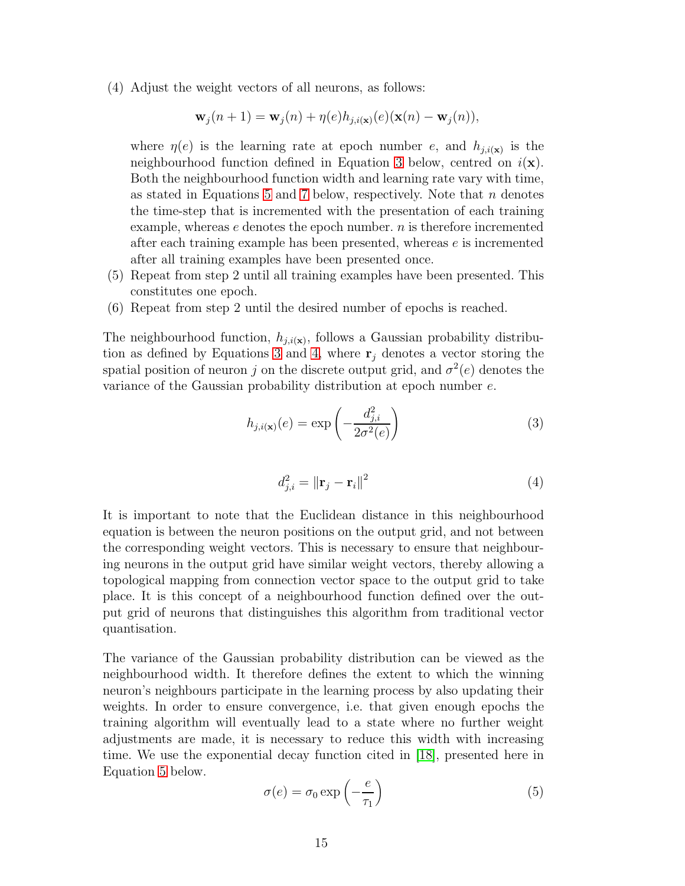(4) Adjust the weight vectors of all neurons, as follows:

$$\mathbf{w}_j(n+1) = \mathbf{w}_j(n) + \eta(e) h_{j,i(\mathbf{x})}(e)(\mathbf{x}(n) - \mathbf{w}_j(n)),$$

where $\eta(e)$ is the learning rate at epoch number $e$, and $h_{j,i(\mathbf{x})}$ is the neighbourhood function defined in Equation 3 below, centred on $i(\mathbf{x})$. Both the neighbourhood function width and learning rate vary with time, as stated in Equations 5 and 7 below, respectively. Note that $n$ denotes the time-step that is incremented with the presentation of each training example, whereas $e$ denotes the epoch number. $n$ is therefore incremented after each training example has been presented, whereas $e$ is incremented after all training examples have been presented once.

(5) Repeat from step 2 until all training examples have been presented. This constitutes one epoch.

(6) Repeat from step 2 until the desired number of epochs is reached.

The neighbourhood function, $h_{j,i(\mathbf{x})}$, follows a Gaussian probability distribution as defined by Equations 3 and 4, where $\mathbf{r}_j$ denotes a vector storing the spatial position of neuron $j$ on the discrete output grid, and $\sigma^2(e)$ denotes the variance of the Gaussian probability distribution at epoch number $e$.

$$h_{j,i(\mathbf{x})}(e) = \exp\left(-\frac{d_{j,i}^2}{2\sigma^2(e)}\right) \tag{3}$$

$$d_{j,i}^2 = \|\mathbf{r}_j - \mathbf{r}_i\|^2 \tag{4}$$

It is important to note that the Euclidean distance in this neighbourhood equation is between the neuron positions on the output grid, and not between the corresponding weight vectors. This is necessary to ensure that neighbouring neurons in the output grid have similar weight vectors, thereby allowing a topological mapping from connection vector space to the output grid to take place. It is this concept of a neighbourhood function defined over the output grid of neurons that distinguishes this algorithm from traditional vector quantisation.

The variance of the Gaussian probability distribution can be viewed as the neighbourhood width. It therefore defines the extent to which the winning neuron's neighbours participate in the learning process by also updating their weights. In order to ensure convergence, i.e. that given enough epochs the training algorithm will eventually lead to a state where no further weight adjustments are made, it is necessary to reduce this width with increasing time. We use the exponential decay function cited in [18], presented here in Equation 5 below.

$$\sigma(e) = \sigma_0 \exp\left(-\frac{e}{\tau_1}\right) \tag{5}$$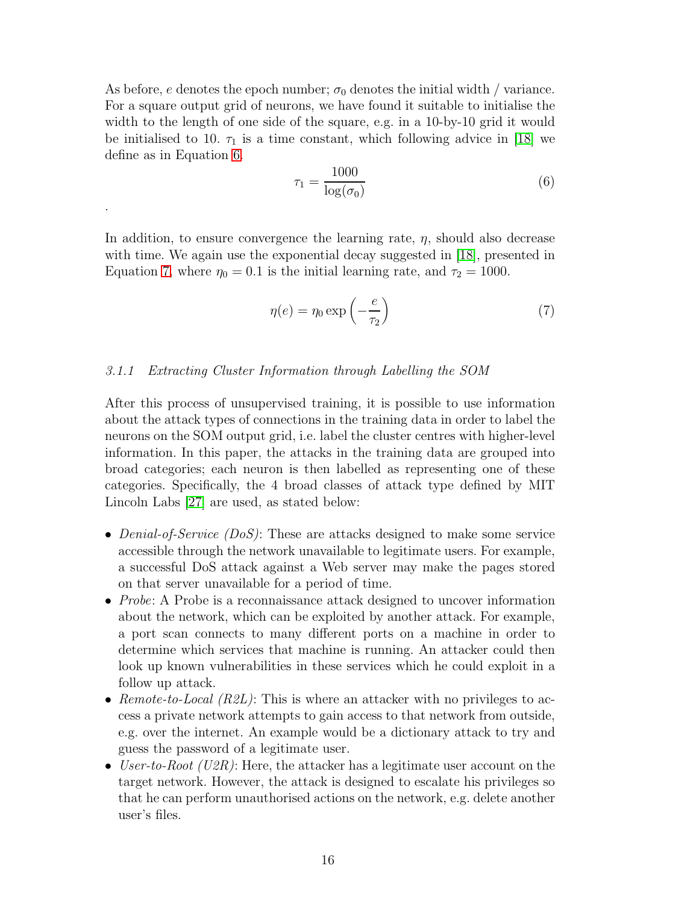As before, $e$ denotes the epoch number; $\sigma_0$ denotes the initial width / variance. For a square output grid of neurons, we have found it suitable to initialise the width to the length of one side of the square, e.g. in a 10-by-10 grid it would be initialised to 10. $\tau_1$ is a time constant, which following advice in [18] we define as in Equation 6.

$$\tau_1 = \frac{1000}{\log(\sigma_0)} \tag{6}$$

.

In addition, to ensure convergence the learning rate, $\eta$, should also decrease with time. We again use the exponential decay suggested in [18], presented in Equation 7, where $\eta_0 = 0.1$ is the initial learning rate, and $\tau_2 = 1000$.

$$\eta(e) = \eta_0 \exp\left(-\frac{e}{\tau_2}\right) \tag{7}$$

#### *3.1.1 Extracting Cluster Information through Labelling the SOM*

After this process of unsupervised training, it is possible to use information about the attack types of connections in the training data in order to label the neurons on the SOM output grid, i.e. label the cluster centres with higher-level information. In this paper, the attacks in the training data are grouped into broad categories; each neuron is then labelled as representing one of these categories. Specifically, the 4 broad classes of attack type defined by MIT Lincoln Labs [27] are used, as stated below:

- *Denial-of-Service (DoS)*: These are attacks designed to make some service accessible through the network unavailable to legitimate users. For example, a successful DoS attack against a Web server may make the pages stored on that server unavailable for a period of time.
- *Probe*: A Probe is a reconnaissance attack designed to uncover information about the network, which can be exploited by another attack. For example, a port scan connects to many different ports on a machine in order to determine which services that machine is running. An attacker could then look up known vulnerabilities in these services which he could exploit in a follow up attack.
- *Remote-to-Local (R2L)*: This is where an attacker with no privileges to access a private network attempts to gain access to that network from outside, e.g. over the internet. An example would be a dictionary attack to try and guess the password of a legitimate user.
- *User-to-Root (U2R)*: Here, the attacker has a legitimate user account on the target network. However, the attack is designed to escalate his privileges so that he can perform unauthorised actions on the network, e.g. delete another user's files.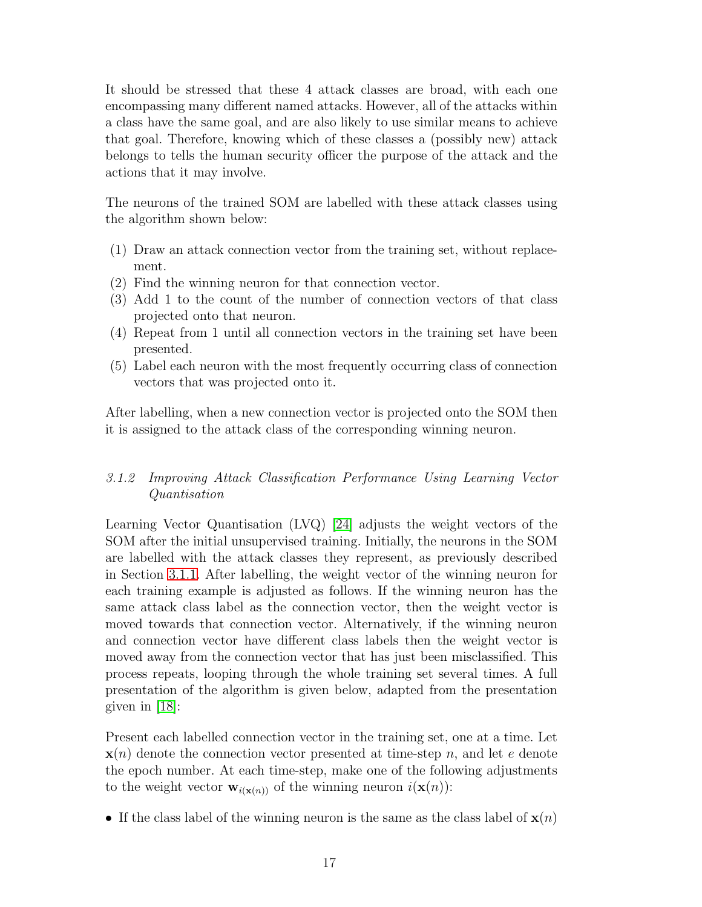It should be stressed that these 4 attack classes are broad, with each one encompassing many different named attacks. However, all of the attacks within a class have the same goal, and are also likely to use similar means to achieve that goal. Therefore, knowing which of these classes a (possibly new) attack belongs to tells the human security officer the purpose of the attack and the actions that it may involve.

The neurons of the trained SOM are labelled with these attack classes using the algorithm shown below:

(1) Draw an attack connection vector from the training set, without replacement.
(2) Find the winning neuron for that connection vector.
(3) Add 1 to the count of the number of connection vectors of that class projected onto that neuron.
(4) Repeat from 1 until all connection vectors in the training set have been presented.
(5) Label each neuron with the most frequently occurring class of connection vectors that was projected onto it.

After labelling, when a new connection vector is projected onto the SOM then it is assigned to the attack class of the corresponding winning neuron.

### 3.1.2 *Improving Attack Classification Performance Using Learning Vector Quantisation*

Learning Vector Quantisation (LVQ) [24] adjusts the weight vectors of the SOM after the initial unsupervised training. Initially, the neurons in the SOM are labelled with the attack classes they represent, as previously described in Section 3.1.1. After labelling, the weight vector of the winning neuron for each training example is adjusted as follows. If the winning neuron has the same attack class label as the connection vector, then the weight vector is moved towards that connection vector. Alternatively, if the winning neuron and connection vector have different class labels then the weight vector is moved away from the connection vector that has just been misclassified. This process repeats, looping through the whole training set several times. A full presentation of the algorithm is given below, adapted from the presentation given in [18]:

Present each labelled connection vector in the training set, one at a time. Let $\mathbf{x}(n)$ denote the connection vector presented at time-step $n$, and let $e$ denote the epoch number. At each time-step, make one of the following adjustments to the weight vector $\mathbf{w}_{i(\mathbf{x}(n))}$ of the winning neuron $i(\mathbf{x}(n))$:

- If the class label of the winning neuron is the same as the class label of $\mathbf{x}(n)$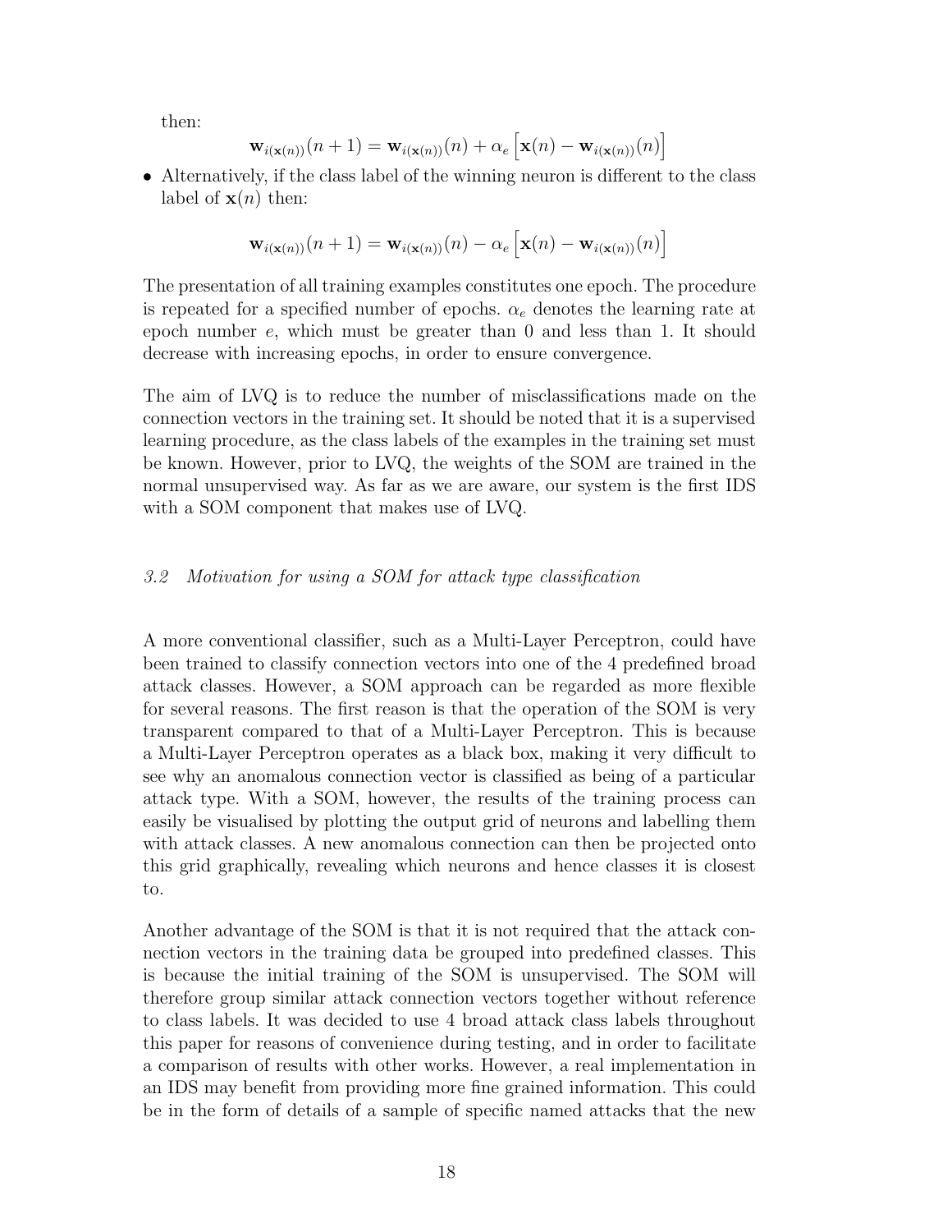then:

$$\mathbf{w}_{i(\mathbf{x}(n))}(n+1) = \mathbf{w}_{i(\mathbf{x}(n))}(n) + \alpha_e \left[\mathbf{x}(n) - \mathbf{w}_{i(\mathbf{x}(n))}(n)\right]$$

- Alternatively, if the class label of the winning neuron is different to the class label of $\mathbf{x}(n)$ then:

$$\mathbf{w}_{i(\mathbf{x}(n))}(n+1) = \mathbf{w}_{i(\mathbf{x}(n))}(n) - \alpha_e \left[\mathbf{x}(n) - \mathbf{w}_{i(\mathbf{x}(n))}(n)\right]$$

The presentation of all training examples constitutes one epoch. The procedure is repeated for a specified number of epochs. $\alpha_e$ denotes the learning rate at epoch number $e$, which must be greater than 0 and less than 1. It should decrease with increasing epochs, in order to ensure convergence.

The aim of LVQ is to reduce the number of misclassifications made on the connection vectors in the training set. It should be noted that it is a supervised learning procedure, as the class labels of the examples in the training set must be known. However, prior to LVQ, the weights of the SOM are trained in the normal unsupervised way. As far as we are aware, our system is the first IDS with a SOM component that makes use of LVQ.

### *3.2 Motivation for using a SOM for attack type classification*

A more conventional classifier, such as a Multi-Layer Perceptron, could have been trained to classify connection vectors into one of the 4 predefined broad attack classes. However, a SOM approach can be regarded as more flexible for several reasons. The first reason is that the operation of the SOM is very transparent compared to that of a Multi-Layer Perceptron. This is because a Multi-Layer Perceptron operates as a black box, making it very difficult to see why an anomalous connection vector is classified as being of a particular attack type. With a SOM, however, the results of the training process can easily be visualised by plotting the output grid of neurons and labelling them with attack classes. A new anomalous connection can then be projected onto this grid graphically, revealing which neurons and hence classes it is closest to.

Another advantage of the SOM is that it is not required that the attack connection vectors in the training data be grouped into predefined classes. This is because the initial training of the SOM is unsupervised. The SOM will therefore group similar attack connection vectors together without reference to class labels. It was decided to use 4 broad attack class labels throughout this paper for reasons of convenience during testing, and in order to facilitate a comparison of results with other works. However, a real implementation in an IDS may benefit from providing more fine grained information. This could be in the form of details of a sample of specific named attacks that the new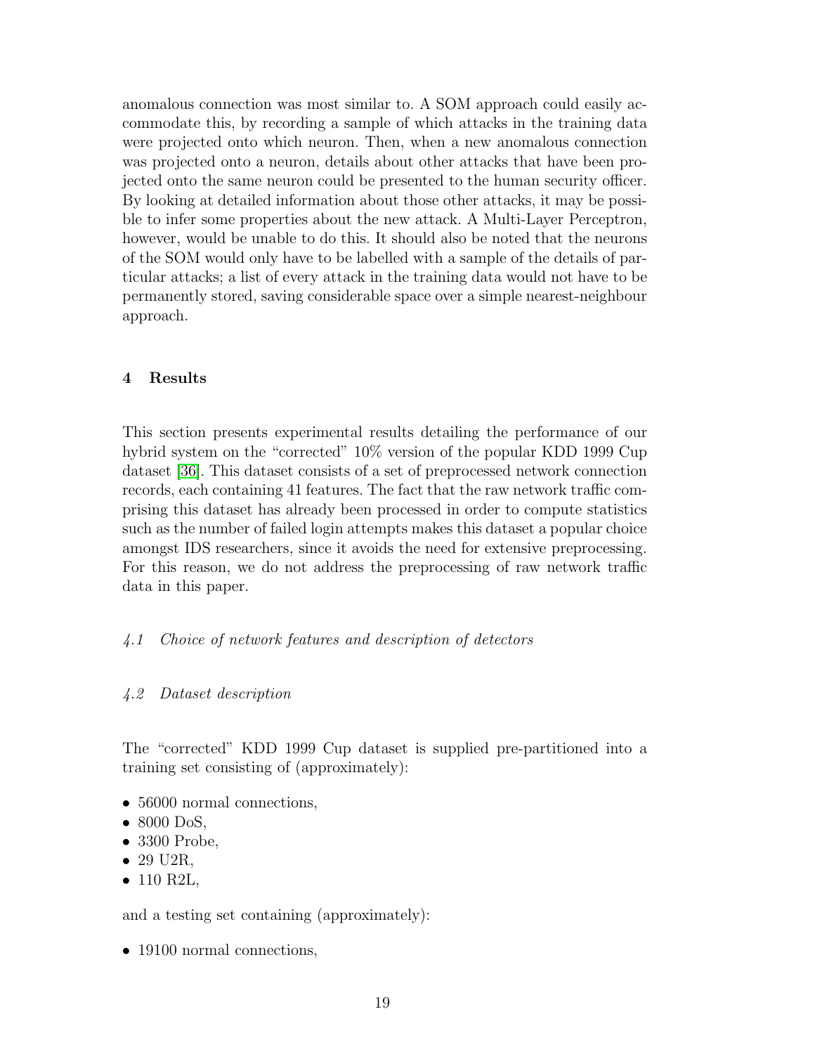anomalous connection was most similar to. A SOM approach could easily accommodate this, by recording a sample of which attacks in the training data were projected onto which neuron. Then, when a new anomalous connection was projected onto a neuron, details about other attacks that have been projected onto the same neuron could be presented to the human security officer. By looking at detailed information about those other attacks, it may be possible to infer some properties about the new attack. A Multi-Layer Perceptron, however, would be unable to do this. It should also be noted that the neurons of the SOM would only have to be labelled with a sample of the details of particular attacks; a list of every attack in the training data would not have to be permanently stored, saving considerable space over a simple nearest-neighbour approach.

## 4 Results

This section presents experimental results detailing the performance of our hybrid system on the "corrected" 10% version of the popular KDD 1999 Cup dataset [36]. This dataset consists of a set of preprocessed network connection records, each containing 41 features. The fact that the raw network traffic comprising this dataset has already been processed in order to compute statistics such as the number of failed login attempts makes this dataset a popular choice amongst IDS researchers, since it avoids the need for extensive preprocessing. For this reason, we do not address the preprocessing of raw network traffic data in this paper.

### *4.1 Choice of network features and description of detectors*

### *4.2 Dataset description*

The "corrected" KDD 1999 Cup dataset is supplied pre-partitioned into a training set consisting of (approximately):

- 56000 normal connections,
- 8000 DoS,
- 3300 Probe,
- 29 U2R,
- 110 R2L,

and a testing set containing (approximately):

- 19100 normal connections,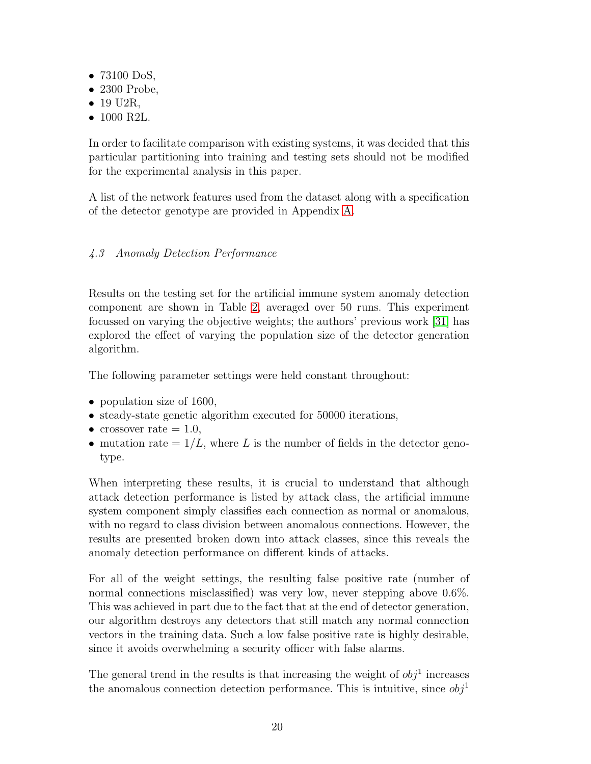- 73100 DoS,
- 2300 Probe,
- 19 U2R,
- 1000 R2L.

In order to facilitate comparison with existing systems, it was decided that this particular partitioning into training and testing sets should not be modified for the experimental analysis in this paper.

A list of the network features used from the dataset along with a specification of the detector genotype are provided in Appendix A.

### *4.3 Anomaly Detection Performance*

Results on the testing set for the artificial immune system anomaly detection component are shown in Table 2, averaged over 50 runs. This experiment focussed on varying the objective weights; the authors' previous work [31] has explored the effect of varying the population size of the detector generation algorithm.

The following parameter settings were held constant throughout:

- population size of 1600,
- steady-state genetic algorithm executed for 50000 iterations,
- crossover rate = 1.0,
- mutation rate = $1/L$, where $L$ is the number of fields in the detector genotype.

When interpreting these results, it is crucial to understand that although attack detection performance is listed by attack class, the artificial immune system component simply classifies each connection as normal or anomalous, with no regard to class division between anomalous connections. However, the results are presented broken down into attack classes, since this reveals the anomaly detection performance on different kinds of attacks.

For all of the weight settings, the resulting false positive rate (number of normal connections misclassified) was very low, never stepping above 0.6%. This was achieved in part due to the fact that at the end of detector generation, our algorithm destroys any detectors that still match any normal connection vectors in the training data. Such a low false positive rate is highly desirable, since it avoids overwhelming a security officer with false alarms.

The general trend in the results is that increasing the weight of $obj^1$ increases the anomalous connection detection performance. This is intuitive, since $obj^1$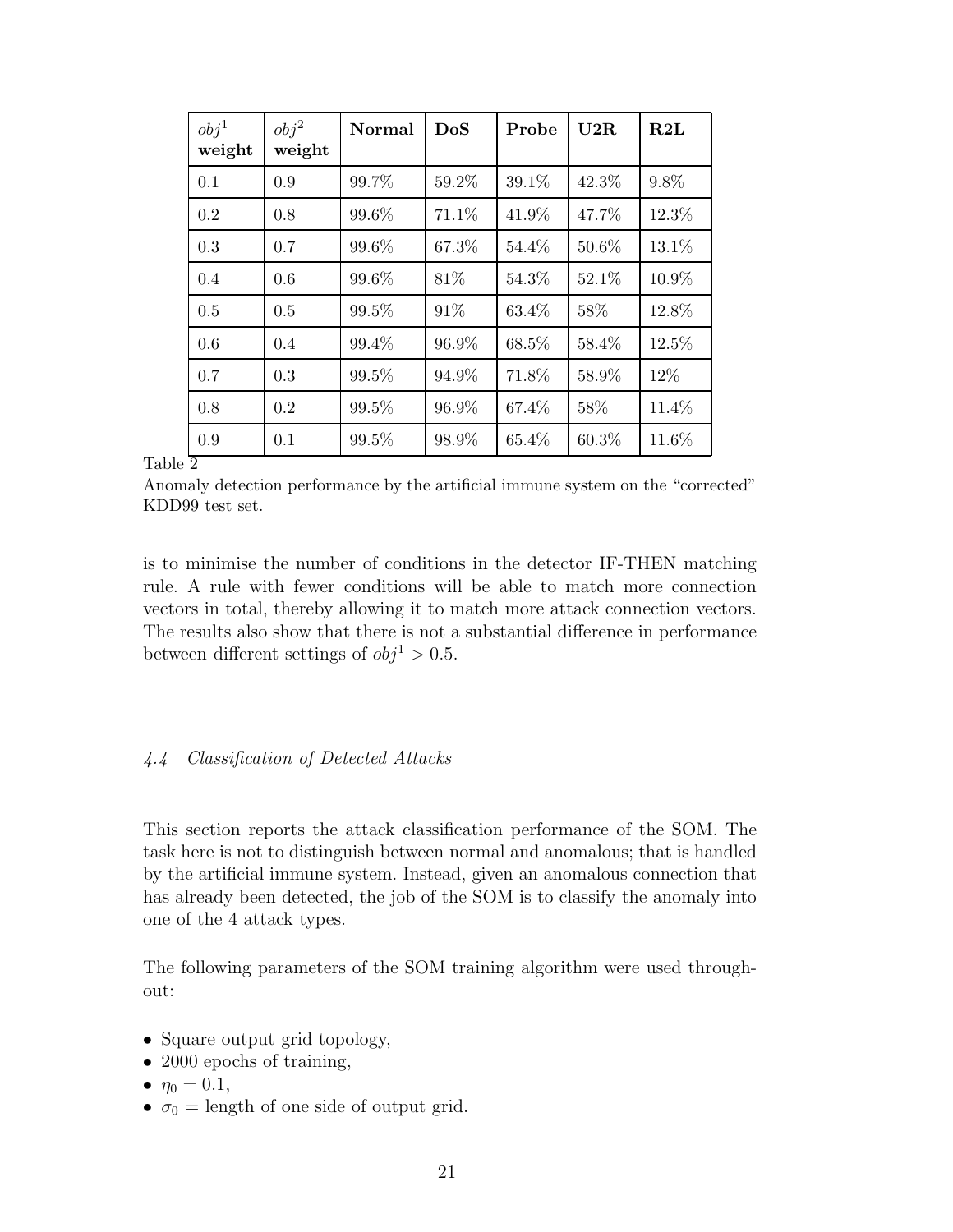| $obj^1$ weight | $obj^2$ weight | **Normal** | **DoS** | **Probe** | **U2R** | **R2L** |
|---|---|---|---|---|---|---|
| 0.1 | 0.9 | 99.7% | 59.2% | 39.1% | 42.3% | 9.8% |
| 0.2 | 0.8 | 99.6% | 71.1% | 41.9% | 47.7% | 12.3% |
| 0.3 | 0.7 | 99.6% | 67.3% | 54.4% | 50.6% | 13.1% |
| 0.4 | 0.6 | 99.6% | 81% | 54.3% | 52.1% | 10.9% |
| 0.5 | 0.5 | 99.5% | 91% | 63.4% | 58% | 12.8% |
| 0.6 | 0.4 | 99.4% | 96.9% | 68.5% | 58.4% | 12.5% |
| 0.7 | 0.3 | 99.5% | 94.9% | 71.8% | 58.9% | 12% |
| 0.8 | 0.2 | 99.5% | 96.9% | 67.4% | 58% | 11.4% |
| 0.9 | 0.1 | 99.5% | 98.9% | 65.4% | 60.3% | 11.6% |

Table 2

Anomaly detection performance by the artificial immune system on the "corrected" KDD99 test set.

is to minimise the number of conditions in the detector IF-THEN matching rule. A rule with fewer conditions will be able to match more connection vectors in total, thereby allowing it to match more attack connection vectors. The results also show that there is not a substantial difference in performance between different settings of $obj^1 > 0.5$.

### *4.4 Classification of Detected Attacks*

This section reports the attack classification performance of the SOM. The task here is not to distinguish between normal and anomalous; that is handled by the artificial immune system. Instead, given an anomalous connection that has already been detected, the job of the SOM is to classify the anomaly into one of the 4 attack types.

The following parameters of the SOM training algorithm were used throughout:

- Square output grid topology,
- 2000 epochs of training,
- $\eta_0 = 0.1$,
- $\sigma_0$ = length of one side of output grid.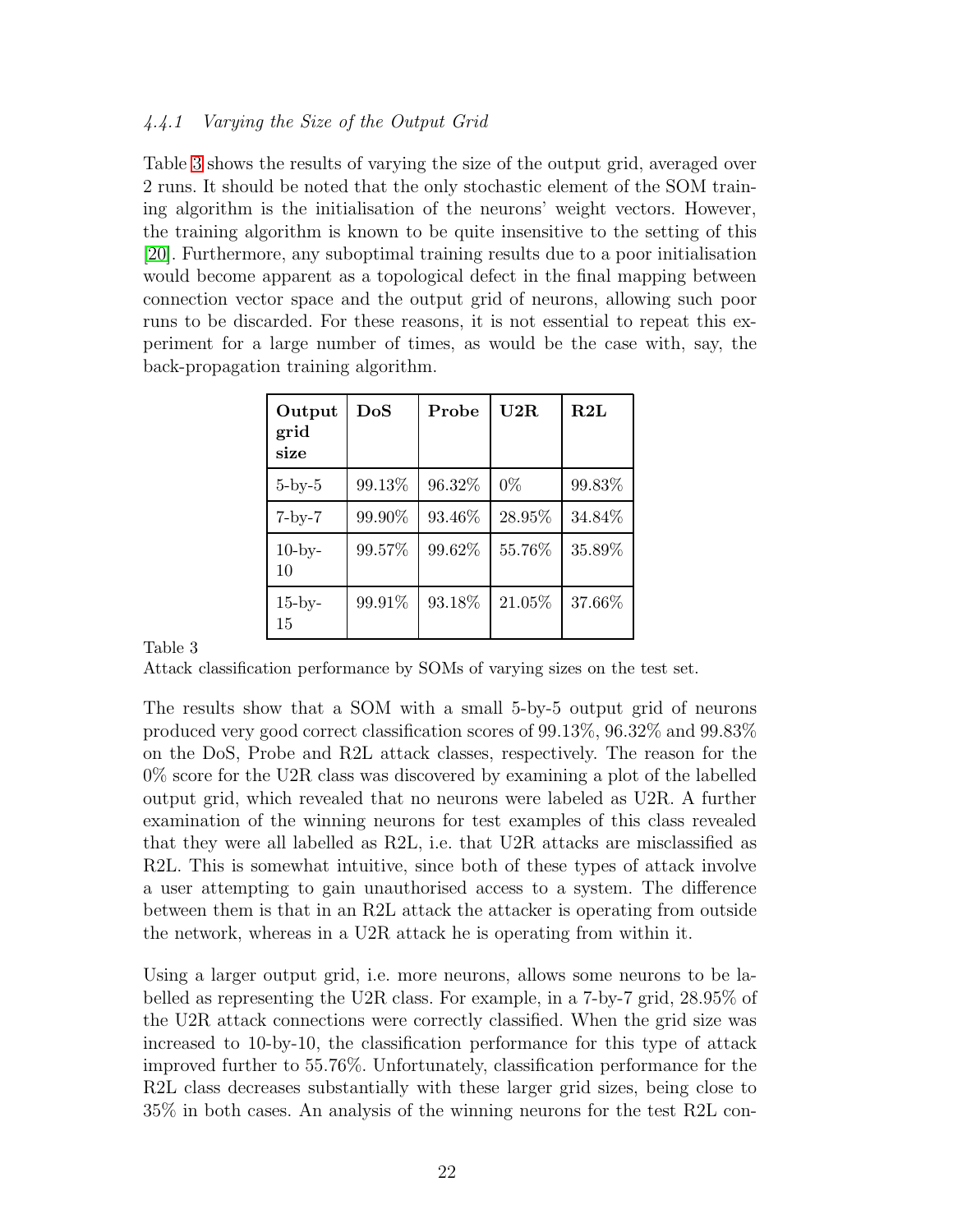#### *4.4.1 Varying the Size of the Output Grid*

Table 3 shows the results of varying the size of the output grid, averaged over 2 runs. It should be noted that the only stochastic element of the SOM training algorithm is the initialisation of the neurons' weight vectors. However, the training algorithm is known to be quite insensitive to the setting of this [20]. Furthermore, any suboptimal training results due to a poor initialisation would become apparent as a topological defect in the final mapping between connection vector space and the output grid of neurons, allowing such poor runs to be discarded. For these reasons, it is not essential to repeat this experiment for a large number of times, as would be the case with, say, the back-propagation training algorithm.

| Output grid size | DoS | Probe | U2R | R2L |
|---|---|---|---|---|
| 5-by-5 | 99.13% | 96.32% | 0% | 99.83% |
| 7-by-7 | 99.90% | 93.46% | 28.95% | 34.84% |
| 10-by-10 | 99.57% | 99.62% | 55.76% | 35.89% |
| 15-by-15 | 99.91% | 93.18% | 21.05% | 37.66% |

Table 3

Attack classification performance by SOMs of varying sizes on the test set.

The results show that a SOM with a small 5-by-5 output grid of neurons produced very good correct classification scores of 99.13%, 96.32% and 99.83% on the DoS, Probe and R2L attack classes, respectively. The reason for the 0% score for the U2R class was discovered by examining a plot of the labelled output grid, which revealed that no neurons were labeled as U2R. A further examination of the winning neurons for test examples of this class revealed that they were all labelled as R2L, i.e. that U2R attacks are misclassified as R2L. This is somewhat intuitive, since both of these types of attack involve a user attempting to gain unauthorised access to a system. The difference between them is that in an R2L attack the attacker is operating from outside the network, whereas in a U2R attack he is operating from within it.

Using a larger output grid, i.e. more neurons, allows some neurons to be labelled as representing the U2R class. For example, in a 7-by-7 grid, 28.95% of the U2R attack connections were correctly classified. When the grid size was increased to 10-by-10, the classification performance for this type of attack improved further to 55.76%. Unfortunately, classification performance for the R2L class decreases substantially with these larger grid sizes, being close to 35% in both cases. An analysis of the winning neurons for the test R2L con-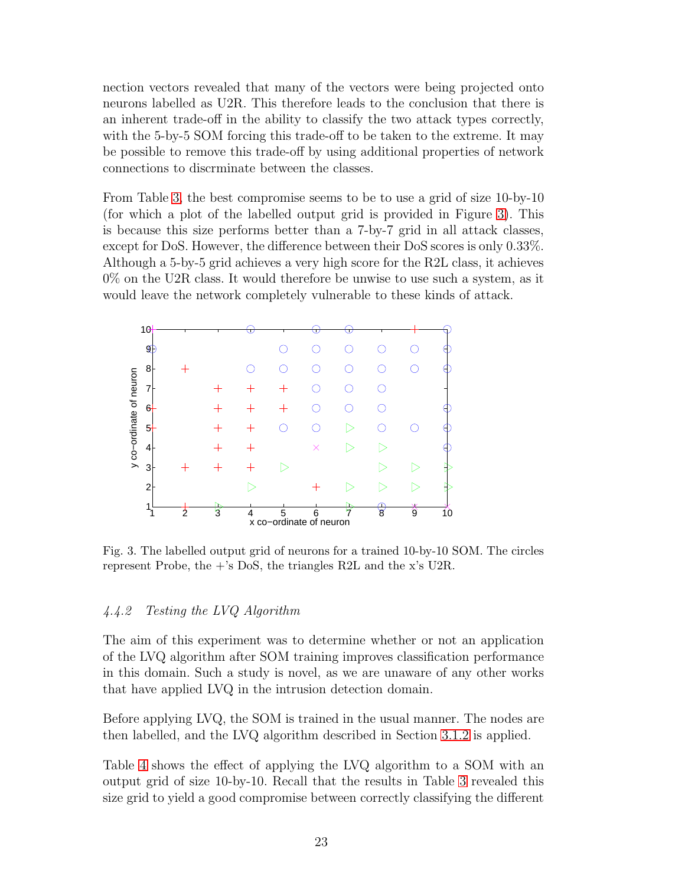nection vectors revealed that many of the vectors were being projected onto neurons labelled as U2R. This therefore leads to the conclusion that there is an inherent trade-off in the ability to classify the two attack types correctly, with the 5-by-5 SOM forcing this trade-off to be taken to the extreme. It may be possible to remove this trade-off by using additional properties of network connections to discrminate between the classes.

From Table 3, the best compromise seems to be to use a grid of size 10-by-10 (for which a plot of the labelled output grid is provided in Figure 3). This is because this size performs better than a 7-by-7 grid in all attack classes, except for DoS. However, the difference between their DoS scores is only 0.33%. Although a 5-by-5 grid achieves a very high score for the R2L class, it achieves 0% on the U2R class. It would therefore be unwise to use such a system, as it would leave the network completely vulnerable to these kinds of attack.

Fig. 3. The labelled output grid of neurons for a trained 10-by-10 SOM. The circles represent Probe, the +'s DoS, the triangles R2L and the x's U2R.

### *4.4.2 Testing the LVQ Algorithm*

The aim of this experiment was to determine whether or not an application of the LVQ algorithm after SOM training improves classification performance in this domain. Such a study is novel, as we are unaware of any other works that have applied LVQ in the intrusion detection domain.

Before applying LVQ, the SOM is trained in the usual manner. The nodes are then labelled, and the LVQ algorithm described in Section 3.1.2 is applied.

Table 4 shows the effect of applying the LVQ algorithm to a SOM with an output grid of size 10-by-10. Recall that the results in Table 3 revealed this size grid to yield a good compromise between correctly classifying the different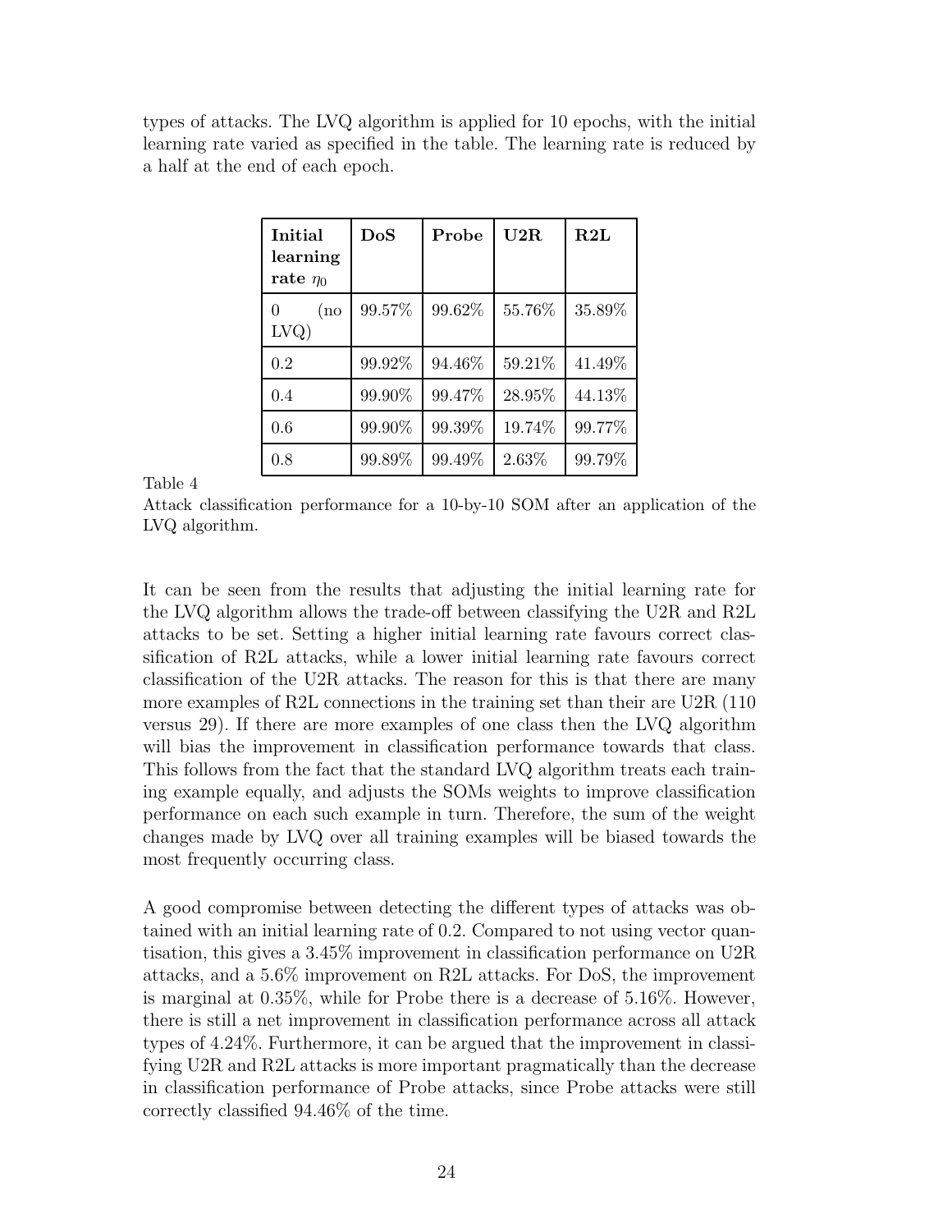types of attacks. The LVQ algorithm is applied for 10 epochs, with the initial learning rate varied as specified in the table. The learning rate is reduced by a half at the end of each epoch.

| **Initial learning rate $\eta_0$** | **DoS** | **Probe** | **U2R** | **R2L** |
|---|---|---|---|---|
| 0 (no LVQ) | 99.57% | 99.62% | 55.76% | 35.89% |
| 0.2 | 99.92% | 94.46% | 59.21% | 41.49% |
| 0.4 | 99.90% | 99.47% | 28.95% | 44.13% |
| 0.6 | 99.90% | 99.39% | 19.74% | 99.77% |
| 0.8 | 99.89% | 99.49% | 2.63% | 99.79% |

Table 4
Attack classification performance for a 10-by-10 SOM after an application of the LVQ algorithm.

It can be seen from the results that adjusting the initial learning rate for the LVQ algorithm allows the trade-off between classifying the U2R and R2L attacks to be set. Setting a higher initial learning rate favours correct classification of R2L attacks, while a lower initial learning rate favours correct classification of the U2R attacks. The reason for this is that there are many more examples of R2L connections in the training set than their are U2R (110 versus 29). If there are more examples of one class then the LVQ algorithm will bias the improvement in classification performance towards that class. This follows from the fact that the standard LVQ algorithm treats each training example equally, and adjusts the SOMs weights to improve classification performance on each such example in turn. Therefore, the sum of the weight changes made by LVQ over all training examples will be biased towards the most frequently occurring class.

A good compromise between detecting the different types of attacks was obtained with an initial learning rate of 0.2. Compared to not using vector quantisation, this gives a 3.45% improvement in classification performance on U2R attacks, and a 5.6% improvement on R2L attacks. For DoS, the improvement is marginal at 0.35%, while for Probe there is a decrease of 5.16%. However, there is still a net improvement in classification performance across all attack types of 4.24%. Furthermore, it can be argued that the improvement in classifying U2R and R2L attacks is more important pragmatically than the decrease in classification performance of Probe attacks, since Probe attacks were still correctly classified 94.46% of the time.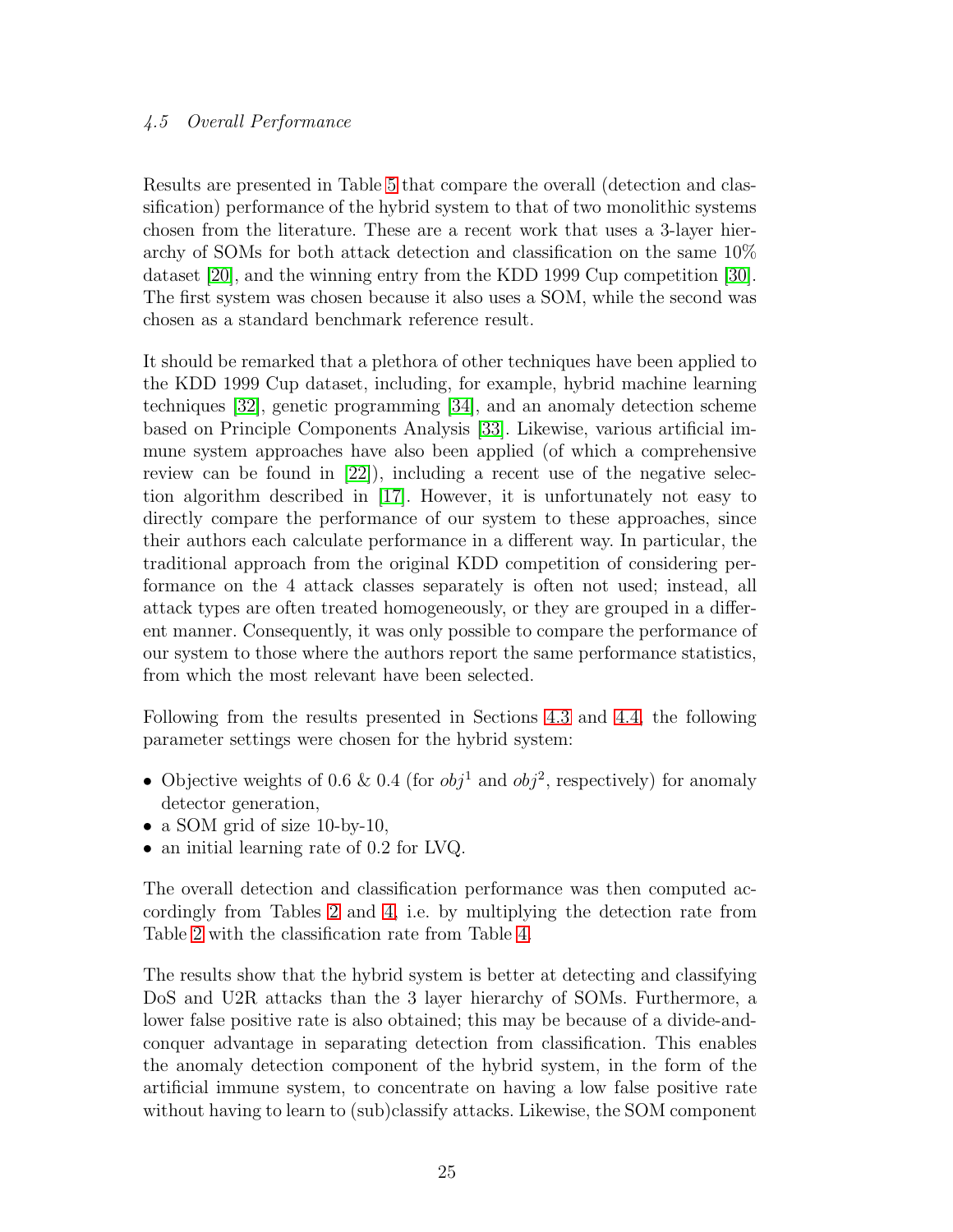### 4.5 Overall Performance

Results are presented in Table 5 that compare the overall (detection and classification) performance of the hybrid system to that of two monolithic systems chosen from the literature. These are a recent work that uses a 3-layer hierarchy of SOMs for both attack detection and classification on the same 10% dataset [20], and the winning entry from the KDD 1999 Cup competition [30]. The first system was chosen because it also uses a SOM, while the second was chosen as a standard benchmark reference result.

It should be remarked that a plethora of other techniques have been applied to the KDD 1999 Cup dataset, including, for example, hybrid machine learning techniques [32], genetic programming [34], and an anomaly detection scheme based on Principle Components Analysis [33]. Likewise, various artificial immune system approaches have also been applied (of which a comprehensive review can be found in [22]), including a recent use of the negative selection algorithm described in [17]. However, it is unfortunately not easy to directly compare the performance of our system to these approaches, since their authors each calculate performance in a different way. In particular, the traditional approach from the original KDD competition of considering performance on the 4 attack classes separately is often not used; instead, all attack types are often treated homogeneously, or they are grouped in a different manner. Consequently, it was only possible to compare the performance of our system to those where the authors report the same performance statistics, from which the most relevant have been selected.

Following from the results presented in Sections 4.3 and 4.4, the following parameter settings were chosen for the hybrid system:

- Objective weights of 0.6 & 0.4 (for $obj^1$ and $obj^2$, respectively) for anomaly detector generation,
- a SOM grid of size 10-by-10,
- an initial learning rate of 0.2 for LVQ.

The overall detection and classification performance was then computed accordingly from Tables 2 and 4, i.e. by multiplying the detection rate from Table 2 with the classification rate from Table 4.

The results show that the hybrid system is better at detecting and classifying DoS and U2R attacks than the 3 layer hierarchy of SOMs. Furthermore, a lower false positive rate is also obtained; this may be because of a divide-and-conquer advantage in separating detection from classification. This enables the anomaly detection component of the hybrid system, in the form of the artificial immune system, to concentrate on having a low false positive rate without having to learn to (sub)classify attacks. Likewise, the SOM component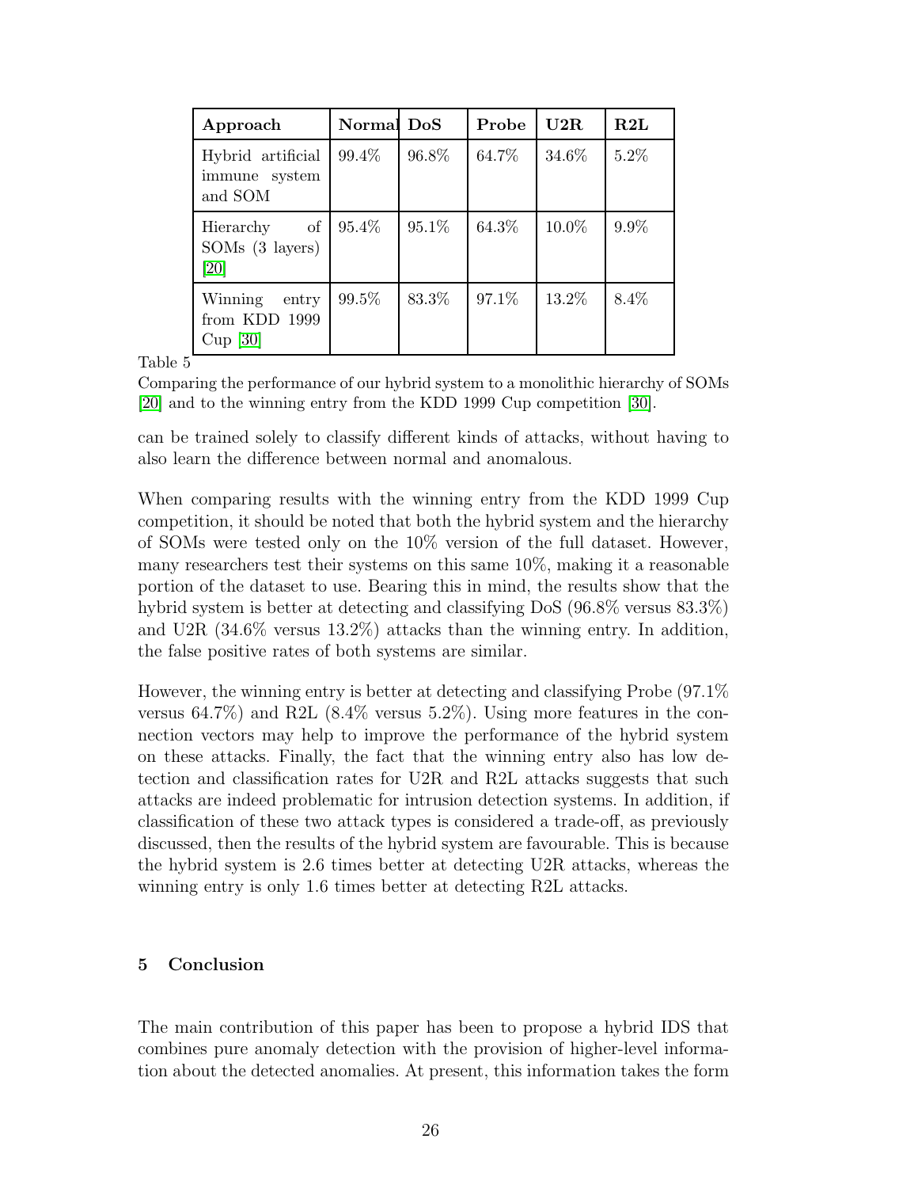| Approach | Normal | DoS | Probe | U2R | R2L |
|---|---|---|---|---|---|
| Hybrid artificial immune system and SOM | 99.4% | 96.8% | 64.7% | 34.6% | 5.2% |
| Hierarchy of SOMs (3 layers) [20] | 95.4% | 95.1% | 64.3% | 10.0% | 9.9% |
| Winning entry from KDD 1999 Cup [30] | 99.5% | 83.3% | 97.1% | 13.2% | 8.4% |

Table 5

Comparing the performance of our hybrid system to a monolithic hierarchy of SOMs [20] and to the winning entry from the KDD 1999 Cup competition [30].

can be trained solely to classify different kinds of attacks, without having to also learn the difference between normal and anomalous.

When comparing results with the winning entry from the KDD 1999 Cup competition, it should be noted that both the hybrid system and the hierarchy of SOMs were tested only on the 10% version of the full dataset. However, many researchers test their systems on this same 10%, making it a reasonable portion of the dataset to use. Bearing this in mind, the results show that the hybrid system is better at detecting and classifying DoS (96.8% versus 83.3%) and U2R (34.6% versus 13.2%) attacks than the winning entry. In addition, the false positive rates of both systems are similar.

However, the winning entry is better at detecting and classifying Probe (97.1% versus 64.7%) and R2L (8.4% versus 5.2%). Using more features in the connection vectors may help to improve the performance of the hybrid system on these attacks. Finally, the fact that the winning entry also has low detection and classification rates for U2R and R2L attacks suggests that such attacks are indeed problematic for intrusion detection systems. In addition, if classification of these two attack types is considered a trade-off, as previously discussed, then the results of the hybrid system are favourable. This is because the hybrid system is 2.6 times better at detecting U2R attacks, whereas the winning entry is only 1.6 times better at detecting R2L attacks.

## 5 Conclusion

The main contribution of this paper has been to propose a hybrid IDS that combines pure anomaly detection with the provision of higher-level information about the detected anomalies. At present, this information takes the form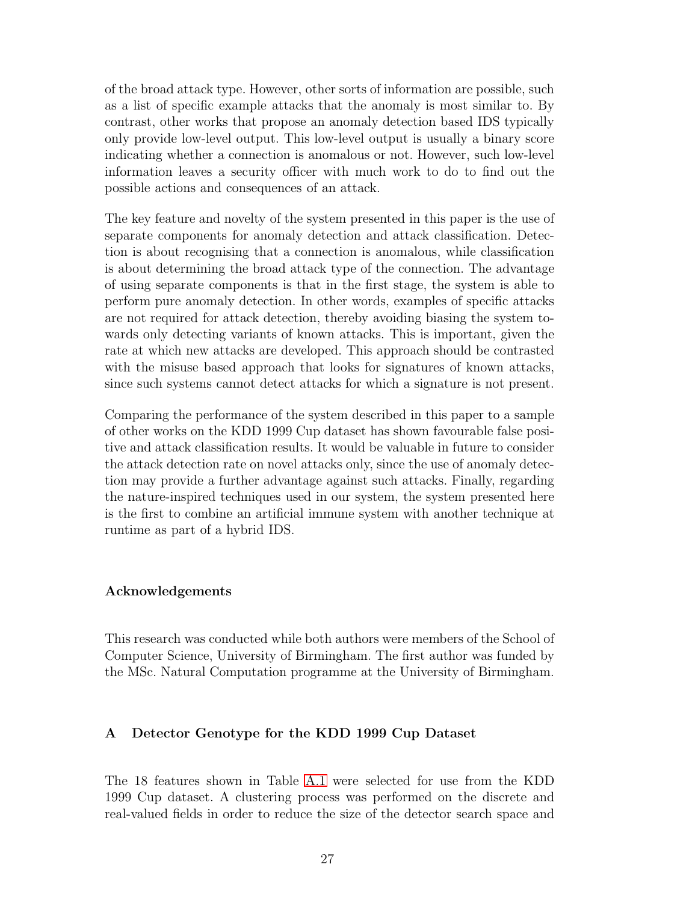of the broad attack type. However, other sorts of information are possible, such as a list of specific example attacks that the anomaly is most similar to. By contrast, other works that propose an anomaly detection based IDS typically only provide low-level output. This low-level output is usually a binary score indicating whether a connection is anomalous or not. However, such low-level information leaves a security officer with much work to do to find out the possible actions and consequences of an attack.

The key feature and novelty of the system presented in this paper is the use of separate components for anomaly detection and attack classification. Detection is about recognising that a connection is anomalous, while classification is about determining the broad attack type of the connection. The advantage of using separate components is that in the first stage, the system is able to perform pure anomaly detection. In other words, examples of specific attacks are not required for attack detection, thereby avoiding biasing the system towards only detecting variants of known attacks. This is important, given the rate at which new attacks are developed. This approach should be contrasted with the misuse based approach that looks for signatures of known attacks, since such systems cannot detect attacks for which a signature is not present.

Comparing the performance of the system described in this paper to a sample of other works on the KDD 1999 Cup dataset has shown favourable false positive and attack classification results. It would be valuable in future to consider the attack detection rate on novel attacks only, since the use of anomaly detection may provide a further advantage against such attacks. Finally, regarding the nature-inspired techniques used in our system, the system presented here is the first to combine an artificial immune system with another technique at runtime as part of a hybrid IDS.

### Acknowledgements

This research was conducted while both authors were members of the School of Computer Science, University of Birmingham. The first author was funded by the MSc. Natural Computation programme at the University of Birmingham.

## A Detector Genotype for the KDD 1999 Cup Dataset

The 18 features shown in Table A.1 were selected for use from the KDD 1999 Cup dataset. A clustering process was performed on the discrete and real-valued fields in order to reduce the size of the detector search space and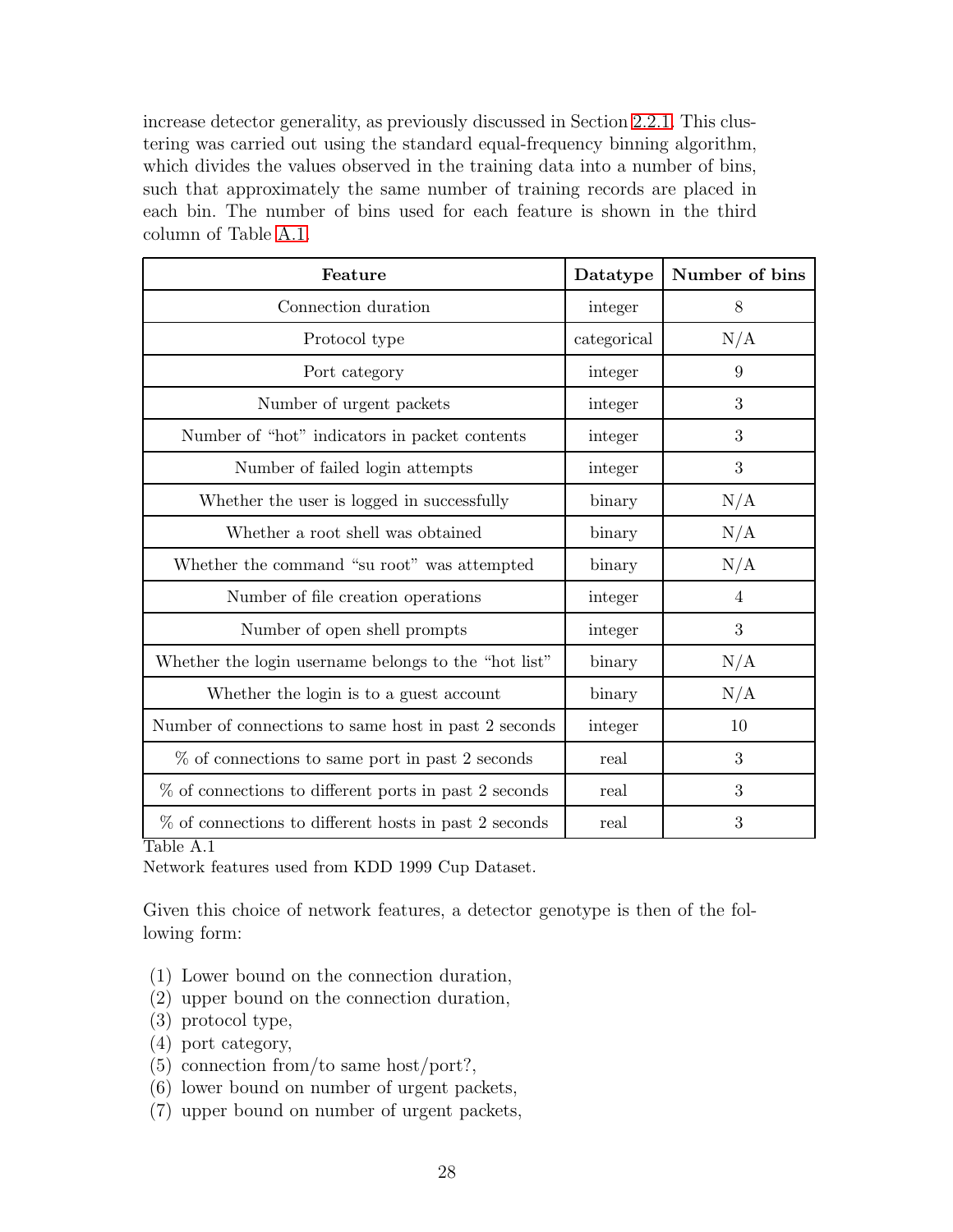increase detector generality, as previously discussed in Section 2.2.1. This clustering was carried out using the standard equal-frequency binning algorithm, which divides the values observed in the training data into a number of bins, such that approximately the same number of training records are placed in each bin. The number of bins used for each feature is shown in the third column of Table A.1.

| Feature | Datatype | Number of bins |
|---|---|---|
| Connection duration | integer | 8 |
| Protocol type | categorical | N/A |
| Port category | integer | 9 |
| Number of urgent packets | integer | 3 |
| Number of "hot" indicators in packet contents | integer | 3 |
| Number of failed login attempts | integer | 3 |
| Whether the user is logged in successfully | binary | N/A |
| Whether a root shell was obtained | binary | N/A |
| Whether the command "su root" was attempted | binary | N/A |
| Number of file creation operations | integer | 4 |
| Number of open shell prompts | integer | 3 |
| Whether the login username belongs to the "hot list" | binary | N/A |
| Whether the login is to a guest account | binary | N/A |
| Number of connections to same host in past 2 seconds | integer | 10 |
| % of connections to same port in past 2 seconds | real | 3 |
| % of connections to different ports in past 2 seconds | real | 3 |
| % of connections to different hosts in past 2 seconds | real | 3 |

Table A.1
Network features used from KDD 1999 Cup Dataset.

Given this choice of network features, a detector genotype is then of the following form:

(1) Lower bound on the connection duration,
(2) upper bound on the connection duration,
(3) protocol type,
(4) port category,
(5) connection from/to same host/port?,
(6) lower bound on number of urgent packets,
(7) upper bound on number of urgent packets,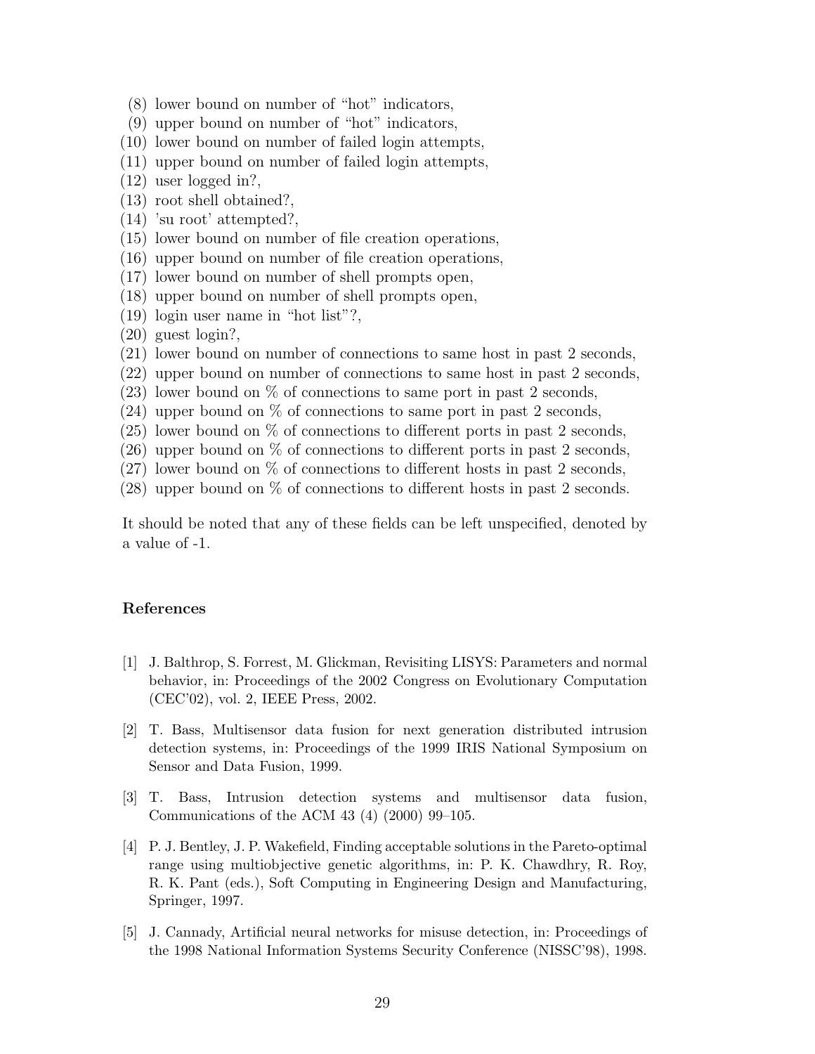(8) lower bound on number of “hot” indicators,
(9) upper bound on number of “hot” indicators,
(10) lower bound on number of failed login attempts,
(11) upper bound on number of failed login attempts,
(12) user logged in?,
(13) root shell obtained?,
(14) 'su root' attempted?,
(15) lower bound on number of file creation operations,
(16) upper bound on number of file creation operations,
(17) lower bound on number of shell prompts open,
(18) upper bound on number of shell prompts open,
(19) login user name in “hot list”?,
(20) guest login?,
(21) lower bound on number of connections to same host in past 2 seconds,
(22) upper bound on number of connections to same host in past 2 seconds,
(23) lower bound on % of connections to same port in past 2 seconds,
(24) upper bound on % of connections to same port in past 2 seconds,
(25) lower bound on % of connections to different ports in past 2 seconds,
(26) upper bound on % of connections to different ports in past 2 seconds,
(27) lower bound on % of connections to different hosts in past 2 seconds,
(28) upper bound on % of connections to different hosts in past 2 seconds.

It should be noted that any of these fields can be left unspecified, denoted by a value of -1.

## References

[1] J. Balthrop, S. Forrest, M. Glickman, Revisiting LISYS: Parameters and normal behavior, in: Proceedings of the 2002 Congress on Evolutionary Computation (CEC'02), vol. 2, IEEE Press, 2002.

[2] T. Bass, Multisensor data fusion for next generation distributed intrusion detection systems, in: Proceedings of the 1999 IRIS National Symposium on Sensor and Data Fusion, 1999.

[3] T. Bass, Intrusion detection systems and multisensor data fusion, Communications of the ACM 43 (4) (2000) 99–105.

[4] P. J. Bentley, J. P. Wakefield, Finding acceptable solutions in the Pareto-optimal range using multiobjective genetic algorithms, in: P. K. Chawdhry, R. Roy, R. K. Pant (eds.), Soft Computing in Engineering Design and Manufacturing, Springer, 1997.

[5] J. Cannady, Artificial neural networks for misuse detection, in: Proceedings of the 1998 National Information Systems Security Conference (NISSC'98), 1998.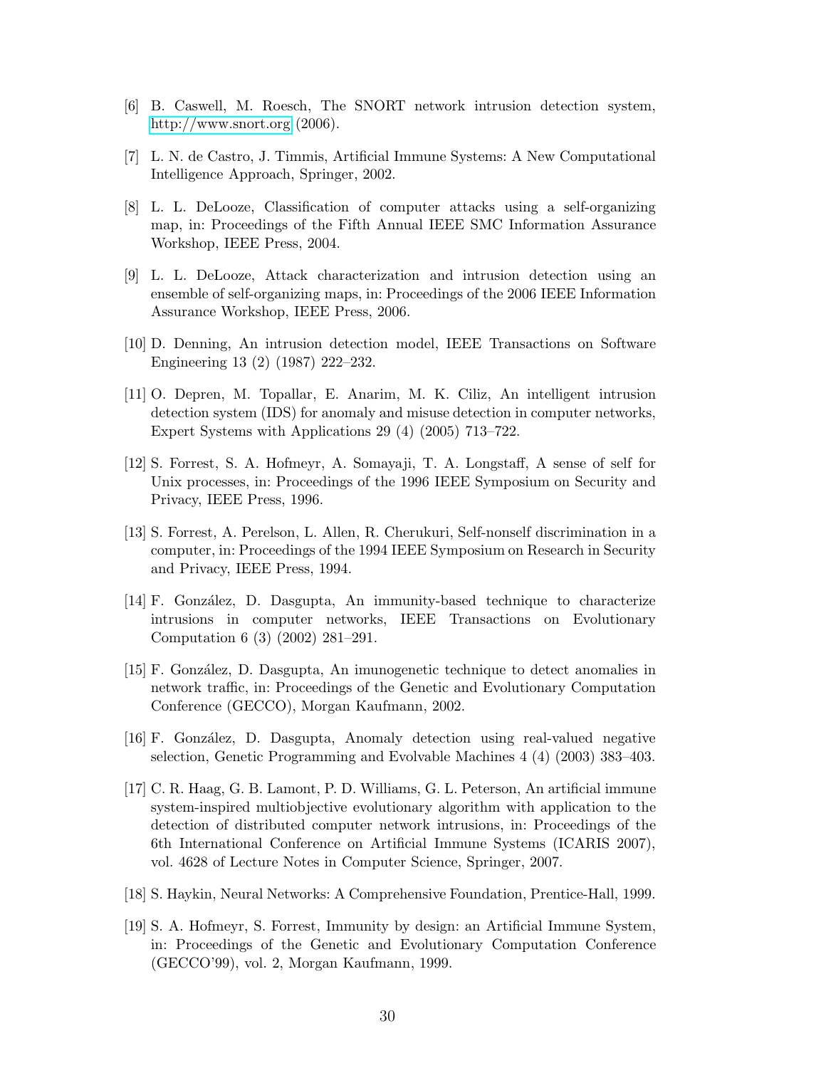[6] B. Caswell, M. Roesch, The SNORT network intrusion detection system, http://www.snort.org (2006).

[7] L. N. de Castro, J. Timmis, Artificial Immune Systems: A New Computational Intelligence Approach, Springer, 2002.

[8] L. L. DeLooze, Classification of computer attacks using a self-organizing map, in: Proceedings of the Fifth Annual IEEE SMC Information Assurance Workshop, IEEE Press, 2004.

[9] L. L. DeLooze, Attack characterization and intrusion detection using an ensemble of self-organizing maps, in: Proceedings of the 2006 IEEE Information Assurance Workshop, IEEE Press, 2006.

[10] D. Denning, An intrusion detection model, IEEE Transactions on Software Engineering 13 (2) (1987) 222–232.

[11] O. Depren, M. Topallar, E. Anarim, M. K. Ciliz, An intelligent intrusion detection system (IDS) for anomaly and misuse detection in computer networks, Expert Systems with Applications 29 (4) (2005) 713–722.

[12] S. Forrest, S. A. Hofmeyr, A. Somayaji, T. A. Longstaff, A sense of self for Unix processes, in: Proceedings of the 1996 IEEE Symposium on Security and Privacy, IEEE Press, 1996.

[13] S. Forrest, A. Perelson, L. Allen, R. Cherukuri, Self-nonself discrimination in a computer, in: Proceedings of the 1994 IEEE Symposium on Research in Security and Privacy, IEEE Press, 1994.

[14] F. González, D. Dasgupta, An immunity-based technique to characterize intrusions in computer networks, IEEE Transactions on Evolutionary Computation 6 (3) (2002) 281–291.

[15] F. González, D. Dasgupta, An imunogenetic technique to detect anomalies in network traffic, in: Proceedings of the Genetic and Evolutionary Computation Conference (GECCO), Morgan Kaufmann, 2002.

[16] F. González, D. Dasgupta, Anomaly detection using real-valued negative selection, Genetic Programming and Evolvable Machines 4 (4) (2003) 383–403.

[17] C. R. Haag, G. B. Lamont, P. D. Williams, G. L. Peterson, An artificial immune system-inspired multiobjective evolutionary algorithm with application to the detection of distributed computer network intrusions, in: Proceedings of the 6th International Conference on Artificial Immune Systems (ICARIS 2007), vol. 4628 of Lecture Notes in Computer Science, Springer, 2007.

[18] S. Haykin, Neural Networks: A Comprehensive Foundation, Prentice-Hall, 1999.

[19] S. A. Hofmeyr, S. Forrest, Immunity by design: an Artificial Immune System, in: Proceedings of the Genetic and Evolutionary Computation Conference (GECCO'99), vol. 2, Morgan Kaufmann, 1999.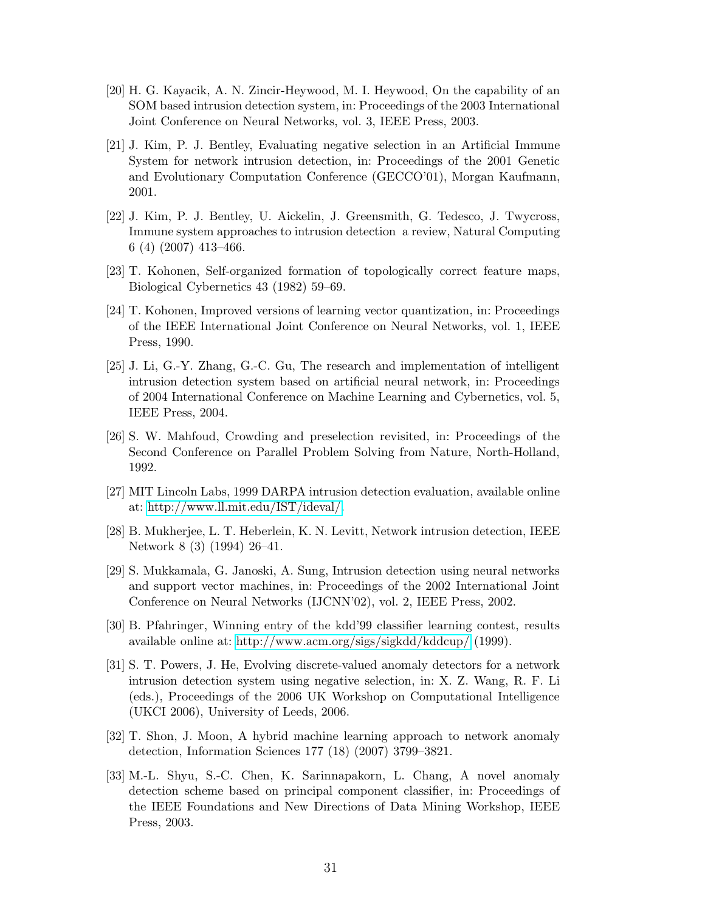[20] H. G. Kayacik, A. N. Zincir-Heywood, M. I. Heywood, On the capability of an SOM based intrusion detection system, in: Proceedings of the 2003 International Joint Conference on Neural Networks, vol. 3, IEEE Press, 2003.

[21] J. Kim, P. J. Bentley, Evaluating negative selection in an Artificial Immune System for network intrusion detection, in: Proceedings of the 2001 Genetic and Evolutionary Computation Conference (GECCO'01), Morgan Kaufmann, 2001.

[22] J. Kim, P. J. Bentley, U. Aickelin, J. Greensmith, G. Tedesco, J. Twycross, Immune system approaches to intrusion detection a review, Natural Computing 6 (4) (2007) 413–466.

[23] T. Kohonen, Self-organized formation of topologically correct feature maps, Biological Cybernetics 43 (1982) 59–69.

[24] T. Kohonen, Improved versions of learning vector quantization, in: Proceedings of the IEEE International Joint Conference on Neural Networks, vol. 1, IEEE Press, 1990.

[25] J. Li, G.-Y. Zhang, G.-C. Gu, The research and implementation of intelligent intrusion detection system based on artificial neural network, in: Proceedings of 2004 International Conference on Machine Learning and Cybernetics, vol. 5, IEEE Press, 2004.

[26] S. W. Mahfoud, Crowding and preselection revisited, in: Proceedings of the Second Conference on Parallel Problem Solving from Nature, North-Holland, 1992.

[27] MIT Lincoln Labs, 1999 DARPA intrusion detection evaluation, available online at: http://www.ll.mit.edu/IST/ideval/.

[28] B. Mukherjee, L. T. Heberlein, K. N. Levitt, Network intrusion detection, IEEE Network 8 (3) (1994) 26–41.

[29] S. Mukkamala, G. Janoski, A. Sung, Intrusion detection using neural networks and support vector machines, in: Proceedings of the 2002 International Joint Conference on Neural Networks (IJCNN'02), vol. 2, IEEE Press, 2002.

[30] B. Pfahringer, Winning entry of the kdd'99 classifier learning contest, results available online at: http://www.acm.org/sigs/sigkdd/kddcup/ (1999).

[31] S. T. Powers, J. He, Evolving discrete-valued anomaly detectors for a network intrusion detection system using negative selection, in: X. Z. Wang, R. F. Li (eds.), Proceedings of the 2006 UK Workshop on Computational Intelligence (UKCI 2006), University of Leeds, 2006.

[32] T. Shon, J. Moon, A hybrid machine learning approach to network anomaly detection, Information Sciences 177 (18) (2007) 3799–3821.

[33] M.-L. Shyu, S.-C. Chen, K. Sarinnapakorn, L. Chang, A novel anomaly detection scheme based on principal component classifier, in: Proceedings of the IEEE Foundations and New Directions of Data Mining Workshop, IEEE Press, 2003.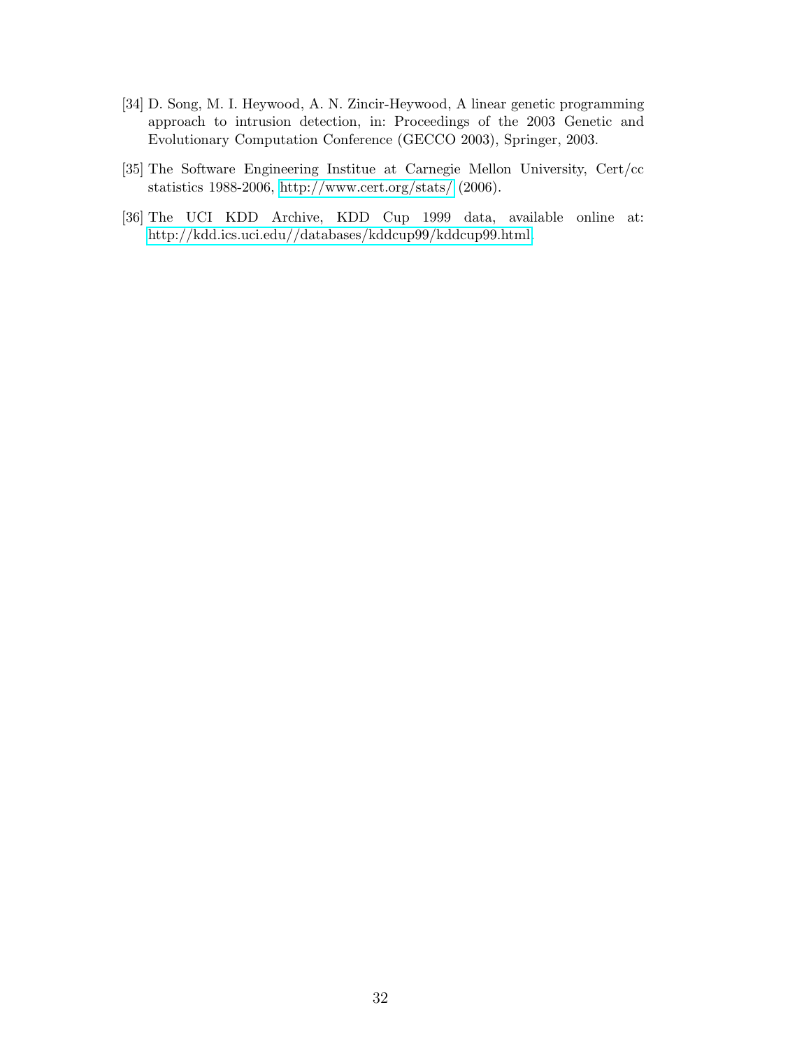[34] D. Song, M. I. Heywood, A. N. Zincir-Heywood, A linear genetic programming approach to intrusion detection, in: Proceedings of the 2003 Genetic and Evolutionary Computation Conference (GECCO 2003), Springer, 2003.

[35] The Software Engineering Institue at Carnegie Mellon University, Cert/cc statistics 1988-2006, http://www.cert.org/stats/ (2006).

[36] The UCI KDD Archive, KDD Cup 1999 data, available online at: http://kdd.ics.uci.edu//databases/kddcup99/kddcup99.html.